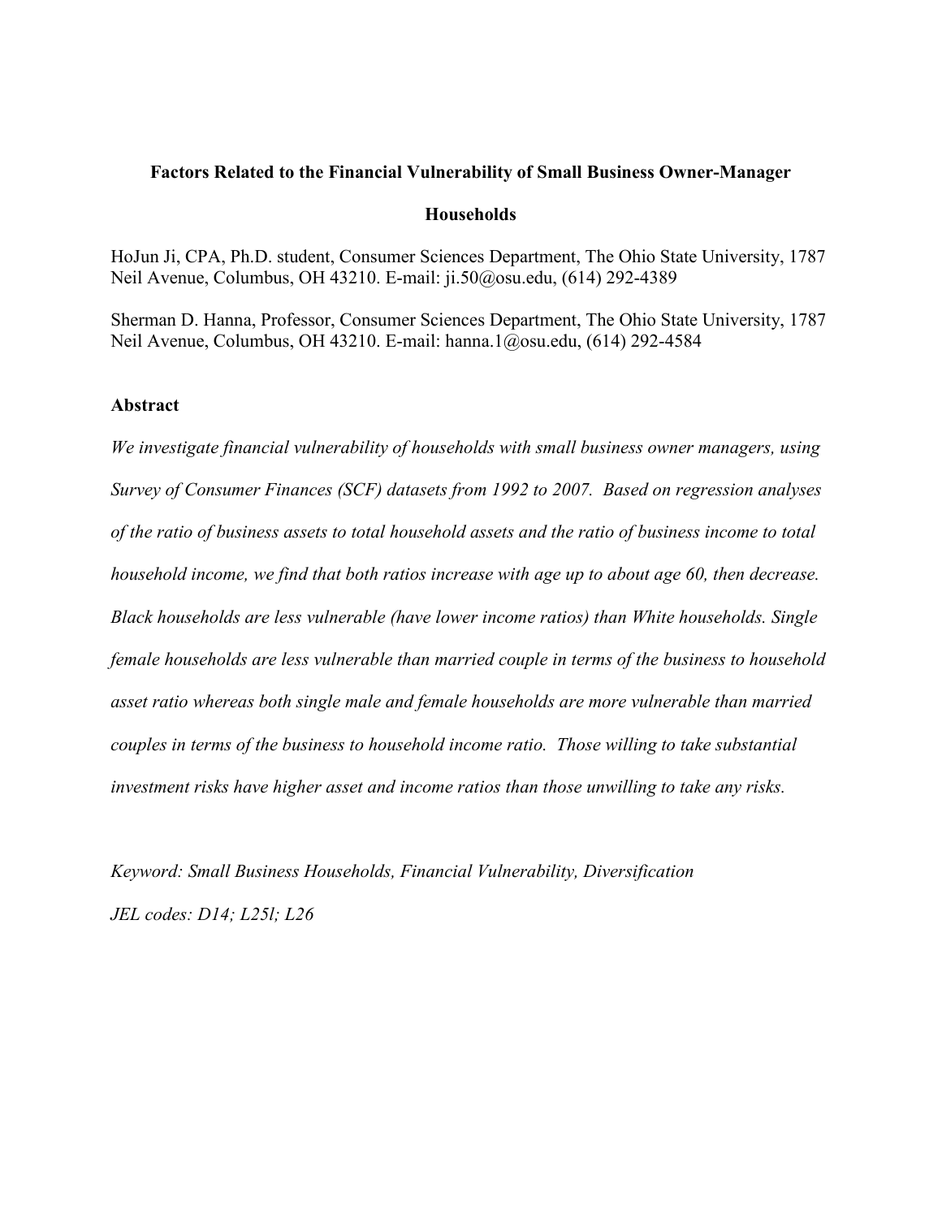**Factors Related to the Financial Vulnerability of Small Business Owner-Manager Households**

HoJun Ji, CPA, Ph.D. student, Consumer Sciences Department, The Ohio State University, 1787 Neil Avenue, Columbus, OH 43210. E-mail: ji.50@osu.edu, (614) 292-4389

Sherman D. Hanna, Professor, Consumer Sciences Department, The Ohio State University, 1787 Neil Avenue, Columbus, OH 43210. E-mail: hanna.1@osu.edu, (614) 292-4584

## Abstract

*We investigate financial vulnerability of households with small business owner managers, using Survey of Consumer Finances (SCF) datasets from 1992 to 2007. Based on regression analyses of the ratio of business assets to total household assets and the ratio of business income to total household income, we find that both ratios increase with age up to about age 60, then decrease. Black households are less vulnerable (have lower income ratios) than White households. Single female households are less vulnerable than married couple in terms of the business to household asset ratio whereas both single male and female households are more vulnerable than married couples in terms of the business to household income ratio. Those willing to take substantial investment risks have higher asset and income ratios than those unwilling to take any risks.*

*Keyword: Small Business Households, Financial Vulnerability, Diversification*

*JEL codes: D14; L25l; L26*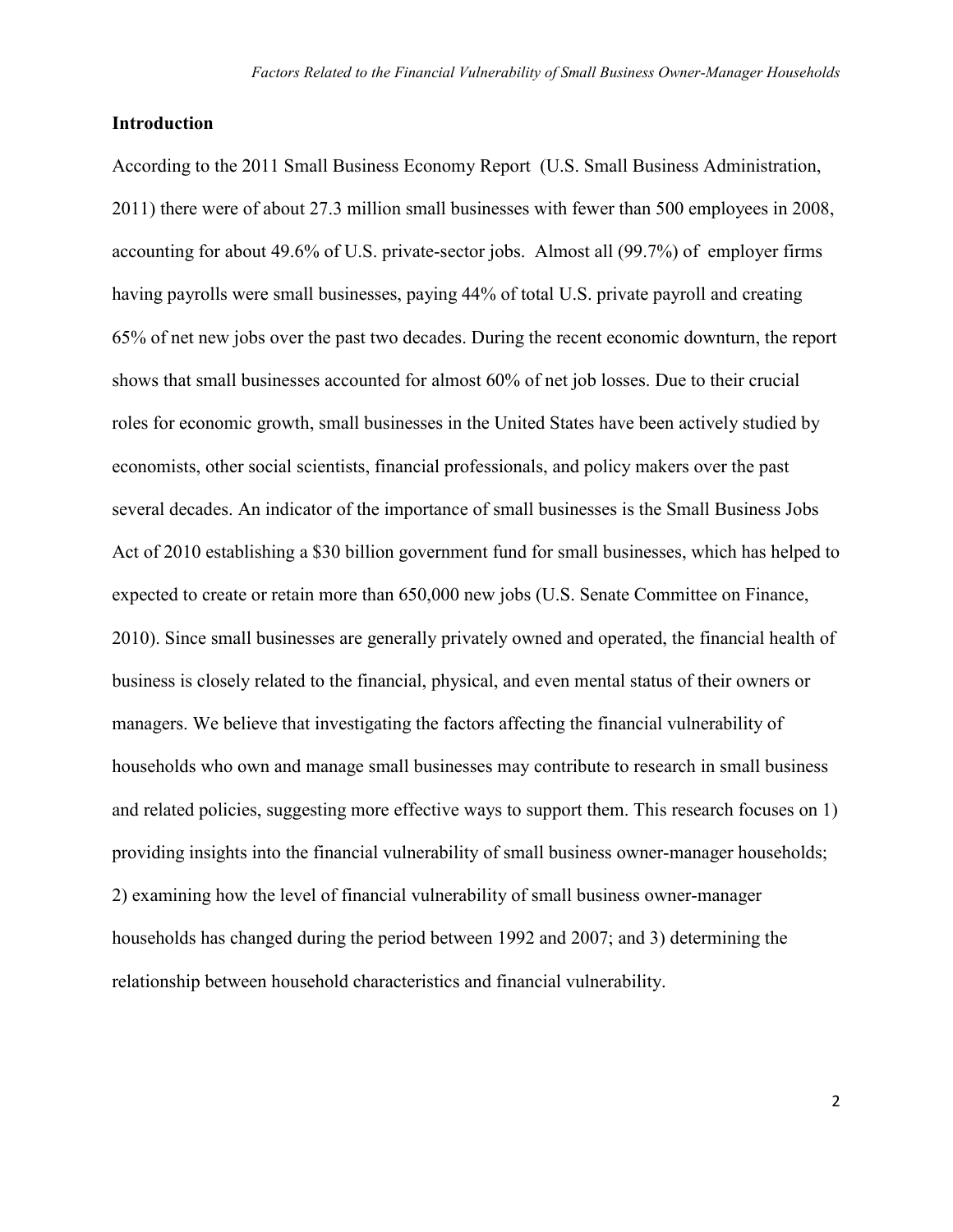## Introduction

According to the 2011 Small Business Economy Report (U.S. Small Business Administration, 2011) there were of about 27.3 million small businesses with fewer than 500 employees in 2008, accounting for about 49.6% of U.S. private-sector jobs. Almost all (99.7%) of employer firms having payrolls were small businesses, paying 44% of total U.S. private payroll and creating 65% of net new jobs over the past two decades. During the recent economic downturn, the report shows that small businesses accounted for almost 60% of net job losses. Due to their crucial roles for economic growth, small businesses in the United States have been actively studied by economists, other social scientists, financial professionals, and policy makers over the past several decades. An indicator of the importance of small businesses is the Small Business Jobs Act of 2010 establishing a $30 billion government fund for small businesses, which has helped to expected to create or retain more than 650,000 new jobs (U.S. Senate Committee on Finance, 2010). Since small businesses are generally privately owned and operated, the financial health of business is closely related to the financial, physical, and even mental status of their owners or managers. We believe that investigating the factors affecting the financial vulnerability of households who own and manage small businesses may contribute to research in small business and related policies, suggesting more effective ways to support them. This research focuses on 1) providing insights into the financial vulnerability of small business owner-manager households; 2) examining how the level of financial vulnerability of small business owner-manager households has changed during the period between 1992 and 2007; and 3) determining the relationship between household characteristics and financial vulnerability.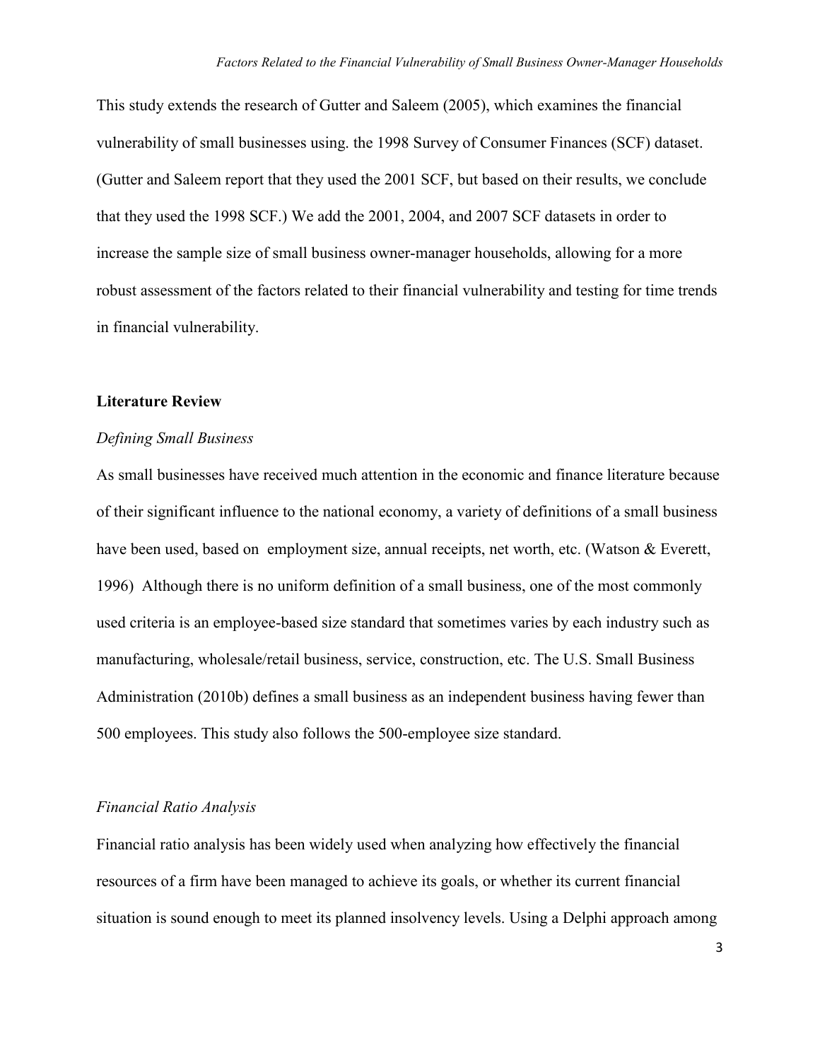This study extends the research of Gutter and Saleem (2005), which examines the financial vulnerability of small businesses using. the 1998 Survey of Consumer Finances (SCF) dataset. (Gutter and Saleem report that they used the 2001 SCF, but based on their results, we conclude that they used the 1998 SCF.) We add the 2001, 2004, and 2007 SCF datasets in order to increase the sample size of small business owner-manager households, allowing for a more robust assessment of the factors related to their financial vulnerability and testing for time trends in financial vulnerability.

## Literature Review

### *Defining Small Business*

As small businesses have received much attention in the economic and finance literature because of their significant influence to the national economy, a variety of definitions of a small business have been used, based on employment size, annual receipts, net worth, etc. (Watson & Everett, 1996) Although there is no uniform definition of a small business, one of the most commonly used criteria is an employee-based size standard that sometimes varies by each industry such as manufacturing, wholesale/retail business, service, construction, etc. The U.S. Small Business Administration (2010b) defines a small business as an independent business having fewer than 500 employees. This study also follows the 500-employee size standard.

### *Financial Ratio Analysis*

Financial ratio analysis has been widely used when analyzing how effectively the financial resources of a firm have been managed to achieve its goals, or whether its current financial situation is sound enough to meet its planned insolvency levels. Using a Delphi approach among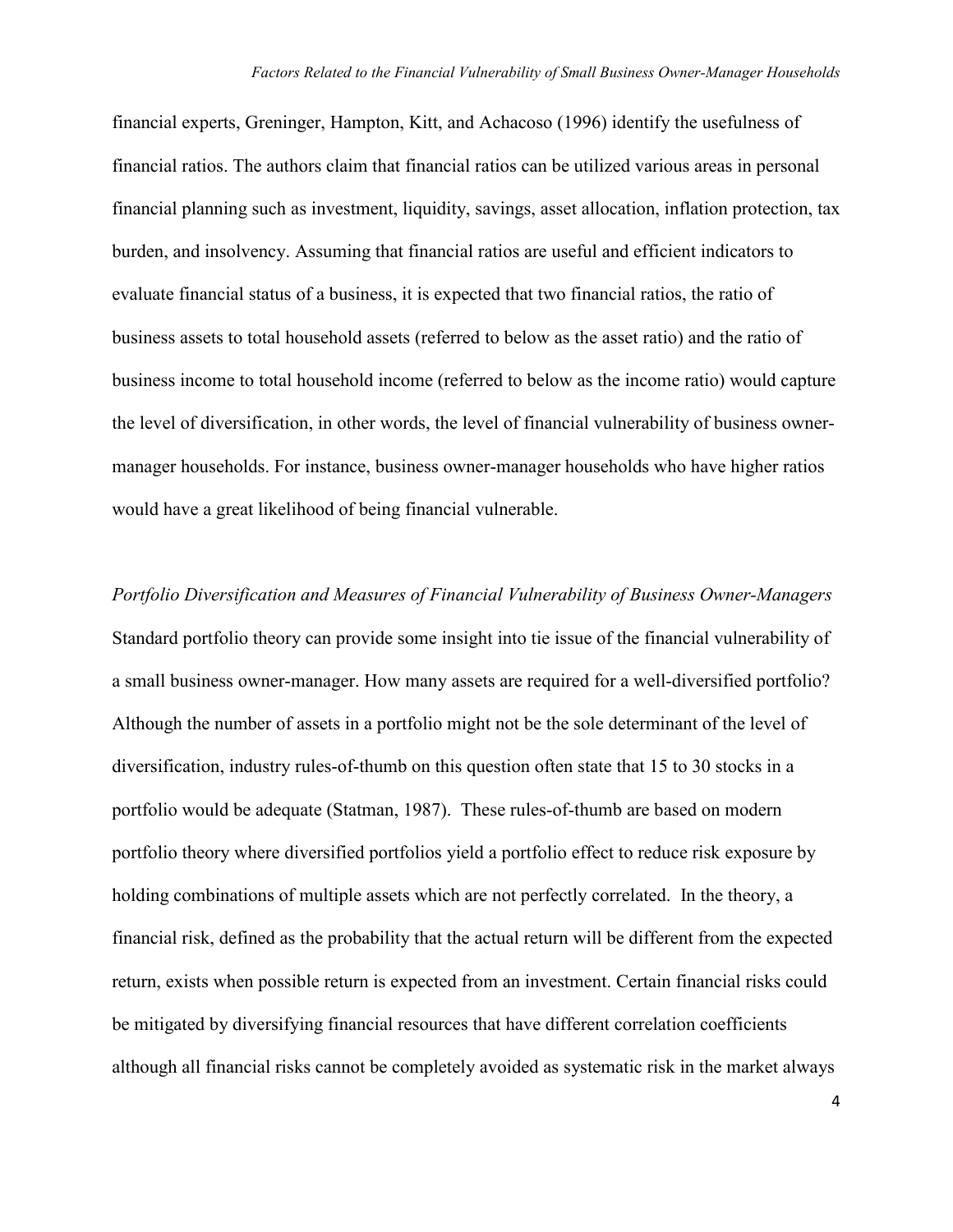financial experts, Greninger, Hampton, Kitt, and Achacoso (1996) identify the usefulness of financial ratios. The authors claim that financial ratios can be utilized various areas in personal financial planning such as investment, liquidity, savings, asset allocation, inflation protection, tax burden, and insolvency. Assuming that financial ratios are useful and efficient indicators to evaluate financial status of a business, it is expected that two financial ratios, the ratio of business assets to total household assets (referred to below as the asset ratio) and the ratio of business income to total household income (referred to below as the income ratio) would capture the level of diversification, in other words, the level of financial vulnerability of business owner-manager households. For instance, business owner-manager households who have higher ratios would have a great likelihood of being financial vulnerable.

*Portfolio Diversification and Measures of Financial Vulnerability of Business Owner-Managers*

Standard portfolio theory can provide some insight into tie issue of the financial vulnerability of a small business owner-manager. How many assets are required for a well-diversified portfolio? Although the number of assets in a portfolio might not be the sole determinant of the level of diversification, industry rules-of-thumb on this question often state that 15 to 30 stocks in a portfolio would be adequate (Statman, 1987). These rules-of-thumb are based on modern portfolio theory where diversified portfolios yield a portfolio effect to reduce risk exposure by holding combinations of multiple assets which are not perfectly correlated. In the theory, a financial risk, defined as the probability that the actual return will be different from the expected return, exists when possible return is expected from an investment. Certain financial risks could be mitigated by diversifying financial resources that have different correlation coefficients although all financial risks cannot be completely avoided as systematic risk in the market always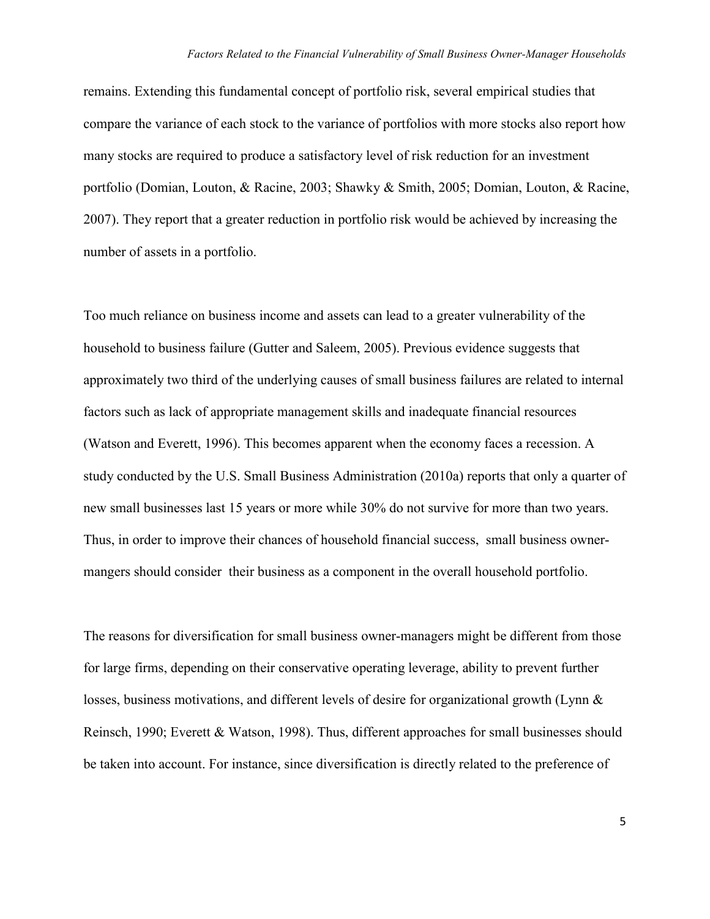remains. Extending this fundamental concept of portfolio risk, several empirical studies that compare the variance of each stock to the variance of portfolios with more stocks also report how many stocks are required to produce a satisfactory level of risk reduction for an investment portfolio (Domian, Louton, & Racine, 2003; Shawky & Smith, 2005; Domian, Louton, & Racine, 2007). They report that a greater reduction in portfolio risk would be achieved by increasing the number of assets in a portfolio.

Too much reliance on business income and assets can lead to a greater vulnerability of the household to business failure (Gutter and Saleem, 2005). Previous evidence suggests that approximately two third of the underlying causes of small business failures are related to internal factors such as lack of appropriate management skills and inadequate financial resources (Watson and Everett, 1996). This becomes apparent when the economy faces a recession. A study conducted by the U.S. Small Business Administration (2010a) reports that only a quarter of new small businesses last 15 years or more while 30% do not survive for more than two years. Thus, in order to improve their chances of household financial success, small business owner-mangers should consider their business as a component in the overall household portfolio.

The reasons for diversification for small business owner-managers might be different from those for large firms, depending on their conservative operating leverage, ability to prevent further losses, business motivations, and different levels of desire for organizational growth (Lynn & Reinsch, 1990; Everett & Watson, 1998). Thus, different approaches for small businesses should be taken into account. For instance, since diversification is directly related to the preference of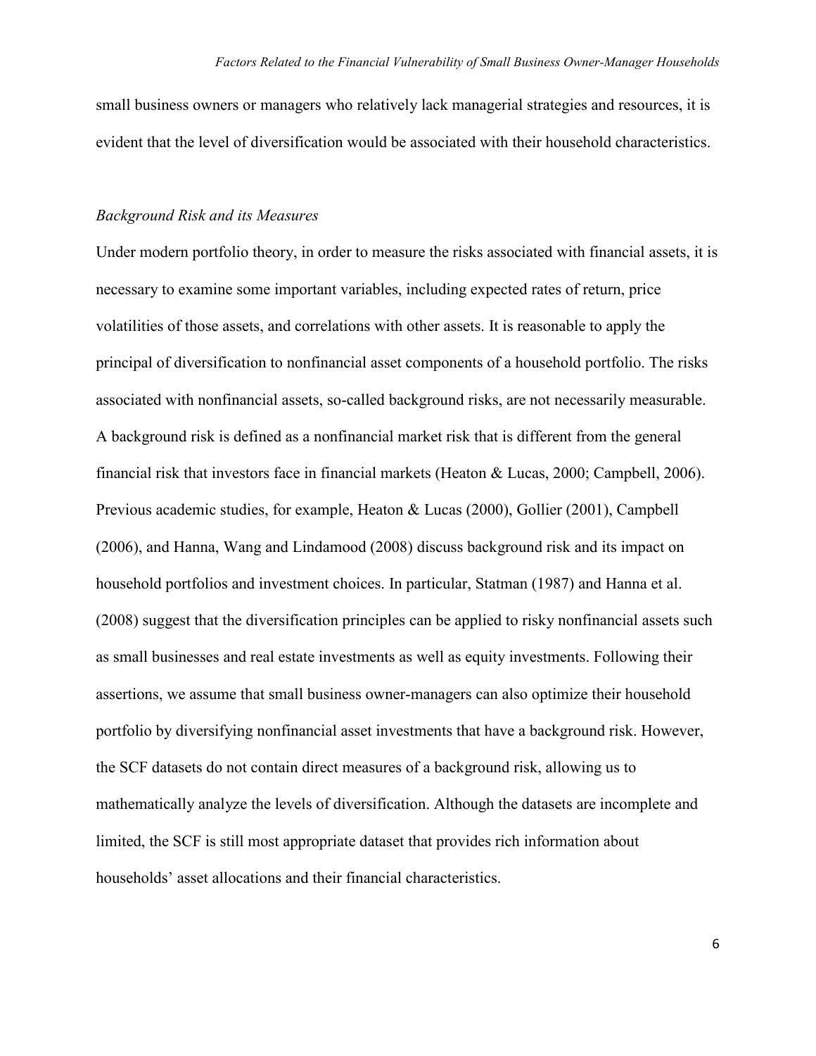small business owners or managers who relatively lack managerial strategies and resources, it is evident that the level of diversification would be associated with their household characteristics.

### *Background Risk and its Measures*

Under modern portfolio theory, in order to measure the risks associated with financial assets, it is necessary to examine some important variables, including expected rates of return, price volatilities of those assets, and correlations with other assets. It is reasonable to apply the principal of diversification to nonfinancial asset components of a household portfolio. The risks associated with nonfinancial assets, so-called background risks, are not necessarily measurable. A background risk is defined as a nonfinancial market risk that is different from the general financial risk that investors face in financial markets (Heaton & Lucas, 2000; Campbell, 2006). Previous academic studies, for example, Heaton & Lucas (2000), Gollier (2001), Campbell (2006), and Hanna, Wang and Lindamood (2008) discuss background risk and its impact on household portfolios and investment choices. In particular, Statman (1987) and Hanna et al. (2008) suggest that the diversification principles can be applied to risky nonfinancial assets such as small businesses and real estate investments as well as equity investments. Following their assertions, we assume that small business owner-managers can also optimize their household portfolio by diversifying nonfinancial asset investments that have a background risk. However, the SCF datasets do not contain direct measures of a background risk, allowing us to mathematically analyze the levels of diversification. Although the datasets are incomplete and limited, the SCF is still most appropriate dataset that provides rich information about households' asset allocations and their financial characteristics.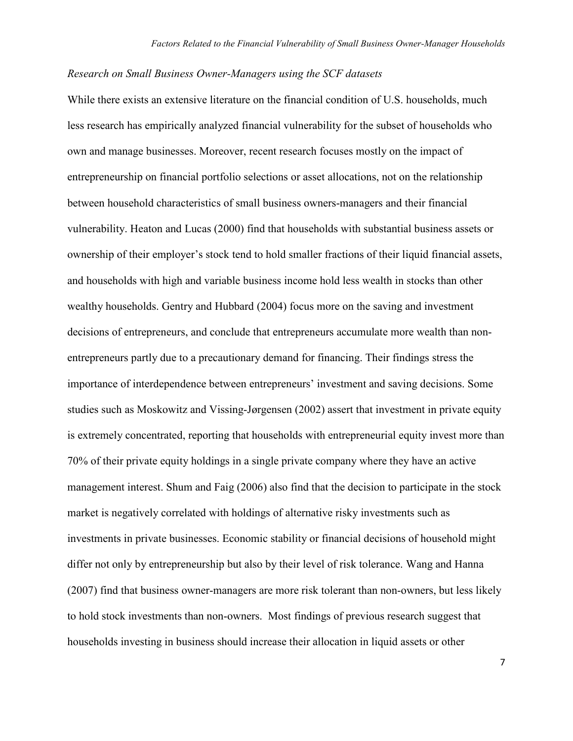*Research on Small Business Owner-Managers using the SCF datasets*

While there exists an extensive literature on the financial condition of U.S. households, much less research has empirically analyzed financial vulnerability for the subset of households who own and manage businesses. Moreover, recent research focuses mostly on the impact of entrepreneurship on financial portfolio selections or asset allocations, not on the relationship between household characteristics of small business owners-managers and their financial vulnerability. Heaton and Lucas (2000) find that households with substantial business assets or ownership of their employer's stock tend to hold smaller fractions of their liquid financial assets, and households with high and variable business income hold less wealth in stocks than other wealthy households. Gentry and Hubbard (2004) focus more on the saving and investment decisions of entrepreneurs, and conclude that entrepreneurs accumulate more wealth than non-entrepreneurs partly due to a precautionary demand for financing. Their findings stress the importance of interdependence between entrepreneurs' investment and saving decisions. Some studies such as Moskowitz and Vissing-Jørgensen (2002) assert that investment in private equity is extremely concentrated, reporting that households with entrepreneurial equity invest more than 70% of their private equity holdings in a single private company where they have an active management interest. Shum and Faig (2006) also find that the decision to participate in the stock market is negatively correlated with holdings of alternative risky investments such as investments in private businesses. Economic stability or financial decisions of household might differ not only by entrepreneurship but also by their level of risk tolerance. Wang and Hanna (2007) find that business owner-managers are more risk tolerant than non-owners, but less likely to hold stock investments than non-owners. Most findings of previous research suggest that households investing in business should increase their allocation in liquid assets or other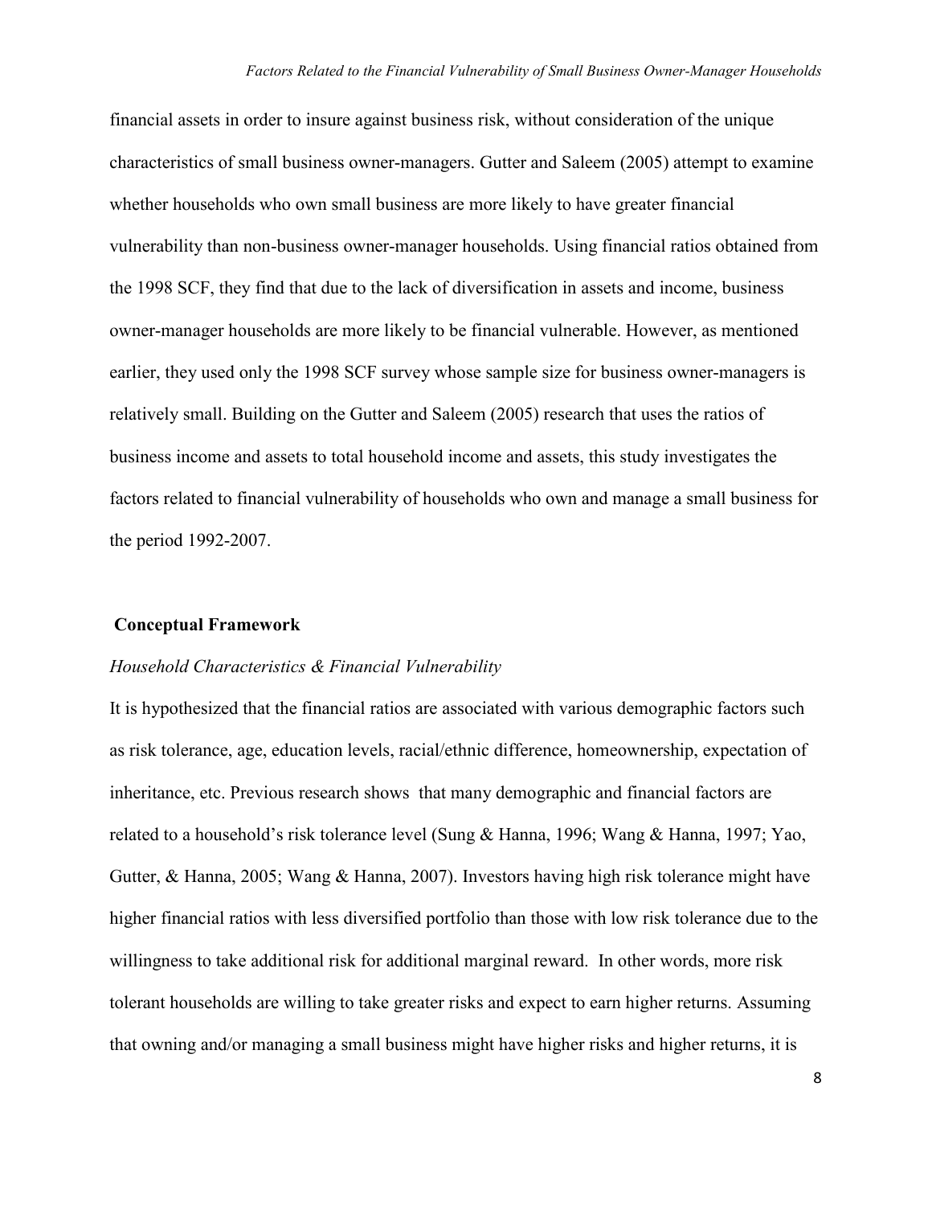financial assets in order to insure against business risk, without consideration of the unique characteristics of small business owner-managers. Gutter and Saleem (2005) attempt to examine whether households who own small business are more likely to have greater financial vulnerability than non-business owner-manager households. Using financial ratios obtained from the 1998 SCF, they find that due to the lack of diversification in assets and income, business owner-manager households are more likely to be financial vulnerable. However, as mentioned earlier, they used only the 1998 SCF survey whose sample size for business owner-managers is relatively small. Building on the Gutter and Saleem (2005) research that uses the ratios of business income and assets to total household income and assets, this study investigates the factors related to financial vulnerability of households who own and manage a small business for the period 1992-2007.

## Conceptual Framework

### *Household Characteristics & Financial Vulnerability*

It is hypothesized that the financial ratios are associated with various demographic factors such as risk tolerance, age, education levels, racial/ethnic difference, homeownership, expectation of inheritance, etc. Previous research shows that many demographic and financial factors are related to a household's risk tolerance level (Sung & Hanna, 1996; Wang & Hanna, 1997; Yao, Gutter, & Hanna, 2005; Wang & Hanna, 2007). Investors having high risk tolerance might have higher financial ratios with less diversified portfolio than those with low risk tolerance due to the willingness to take additional risk for additional marginal reward. In other words, more risk tolerant households are willing to take greater risks and expect to earn higher returns. Assuming that owning and/or managing a small business might have higher risks and higher returns, it is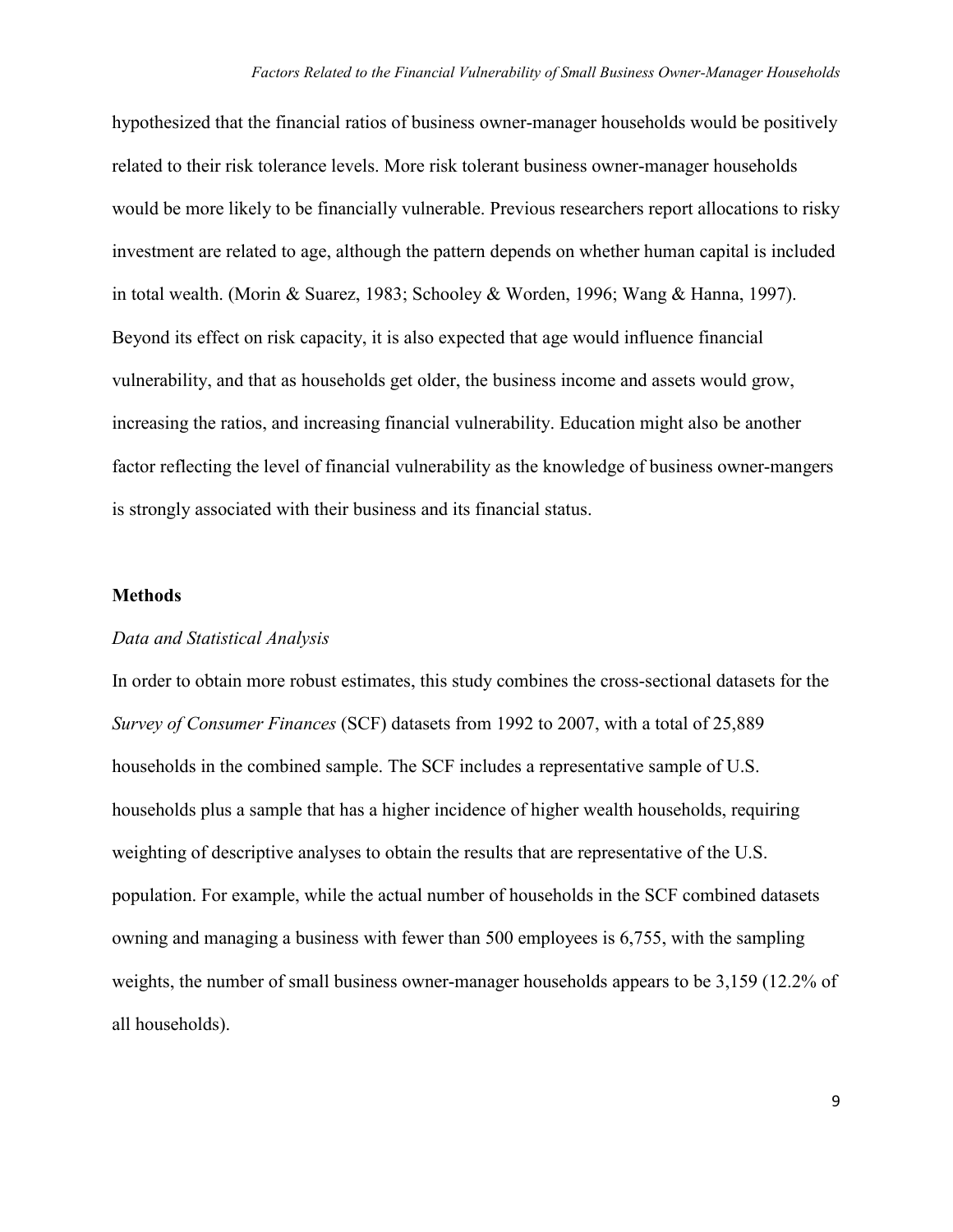hypothesized that the financial ratios of business owner-manager households would be positively related to their risk tolerance levels. More risk tolerant business owner-manager households would be more likely to be financially vulnerable. Previous researchers report allocations to risky investment are related to age, although the pattern depends on whether human capital is included in total wealth. (Morin & Suarez, 1983; Schooley & Worden, 1996; Wang & Hanna, 1997). Beyond its effect on risk capacity, it is also expected that age would influence financial vulnerability, and that as households get older, the business income and assets would grow, increasing the ratios, and increasing financial vulnerability. Education might also be another factor reflecting the level of financial vulnerability as the knowledge of business owner-mangers is strongly associated with their business and its financial status.

## Methods

### *Data and Statistical Analysis*

In order to obtain more robust estimates, this study combines the cross-sectional datasets for the *Survey of Consumer Finances* (SCF) datasets from 1992 to 2007, with a total of 25,889 households in the combined sample. The SCF includes a representative sample of U.S. households plus a sample that has a higher incidence of higher wealth households, requiring weighting of descriptive analyses to obtain the results that are representative of the U.S. population. For example, while the actual number of households in the SCF combined datasets owning and managing a business with fewer than 500 employees is 6,755, with the sampling weights, the number of small business owner-manager households appears to be 3,159 (12.2% of all households).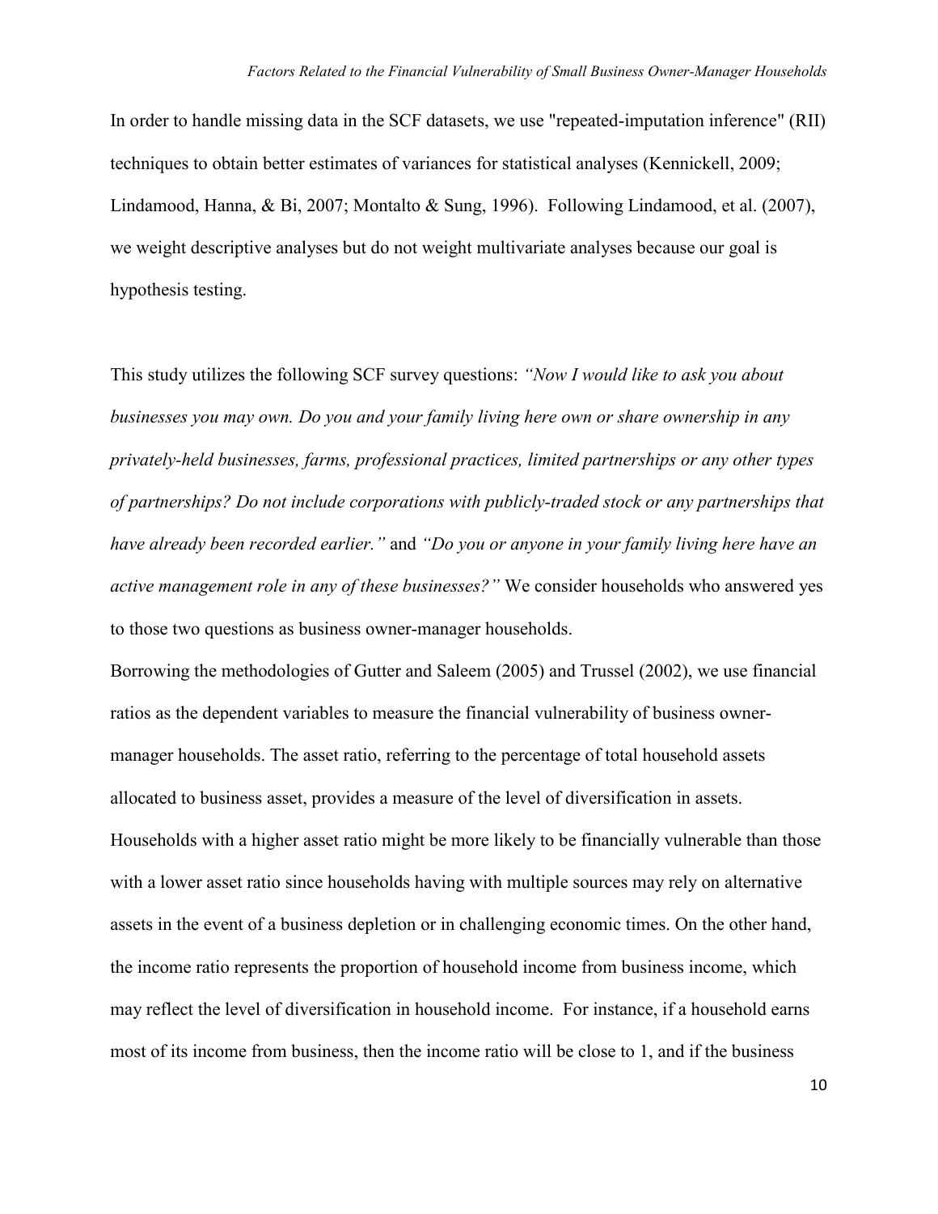In order to handle missing data in the SCF datasets, we use "repeated-imputation inference" (RII) techniques to obtain better estimates of variances for statistical analyses (Kennickell, 2009; Lindamood, Hanna, & Bi, 2007; Montalto & Sung, 1996). Following Lindamood, et al. (2007), we weight descriptive analyses but do not weight multivariate analyses because our goal is hypothesis testing.

This study utilizes the following SCF survey questions: *"Now I would like to ask you about businesses you may own. Do you and your family living here own or share ownership in any privately-held businesses, farms, professional practices, limited partnerships or any other types of partnerships? Do not include corporations with publicly-traded stock or any partnerships that have already been recorded earlier."* and *"Do you or anyone in your family living here have an active management role in any of these businesses?"* We consider households who answered yes to those two questions as business owner-manager households.

Borrowing the methodologies of Gutter and Saleem (2005) and Trussel (2002), we use financial ratios as the dependent variables to measure the financial vulnerability of business owner-manager households. The asset ratio, referring to the percentage of total household assets allocated to business asset, provides a measure of the level of diversification in assets. Households with a higher asset ratio might be more likely to be financially vulnerable than those with a lower asset ratio since households having with multiple sources may rely on alternative assets in the event of a business depletion or in challenging economic times. On the other hand, the income ratio represents the proportion of household income from business income, which may reflect the level of diversification in household income. For instance, if a household earns most of its income from business, then the income ratio will be close to 1, and if the business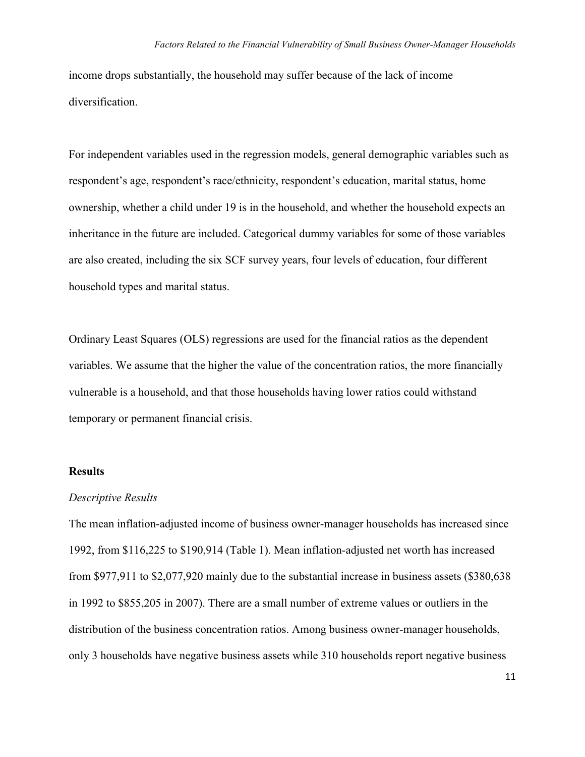income drops substantially, the household may suffer because of the lack of income diversification.

For independent variables used in the regression models, general demographic variables such as respondent's age, respondent's race/ethnicity, respondent's education, marital status, home ownership, whether a child under 19 is in the household, and whether the household expects an inheritance in the future are included. Categorical dummy variables for some of those variables are also created, including the six SCF survey years, four levels of education, four different household types and marital status.

Ordinary Least Squares (OLS) regressions are used for the financial ratios as the dependent variables. We assume that the higher the value of the concentration ratios, the more financially vulnerable is a household, and that those households having lower ratios could withstand temporary or permanent financial crisis.

## Results

### *Descriptive Results*

The mean inflation-adjusted income of business owner-manager households has increased since 1992, from $116,225 to $190,914 (Table 1). Mean inflation-adjusted net worth has increased from $977,911 to $2,077,920 mainly due to the substantial increase in business assets ($380,638 in 1992 to $855,205 in 2007). There are a small number of extreme values or outliers in the distribution of the business concentration ratios. Among business owner-manager households, only 3 households have negative business assets while 310 households report negative business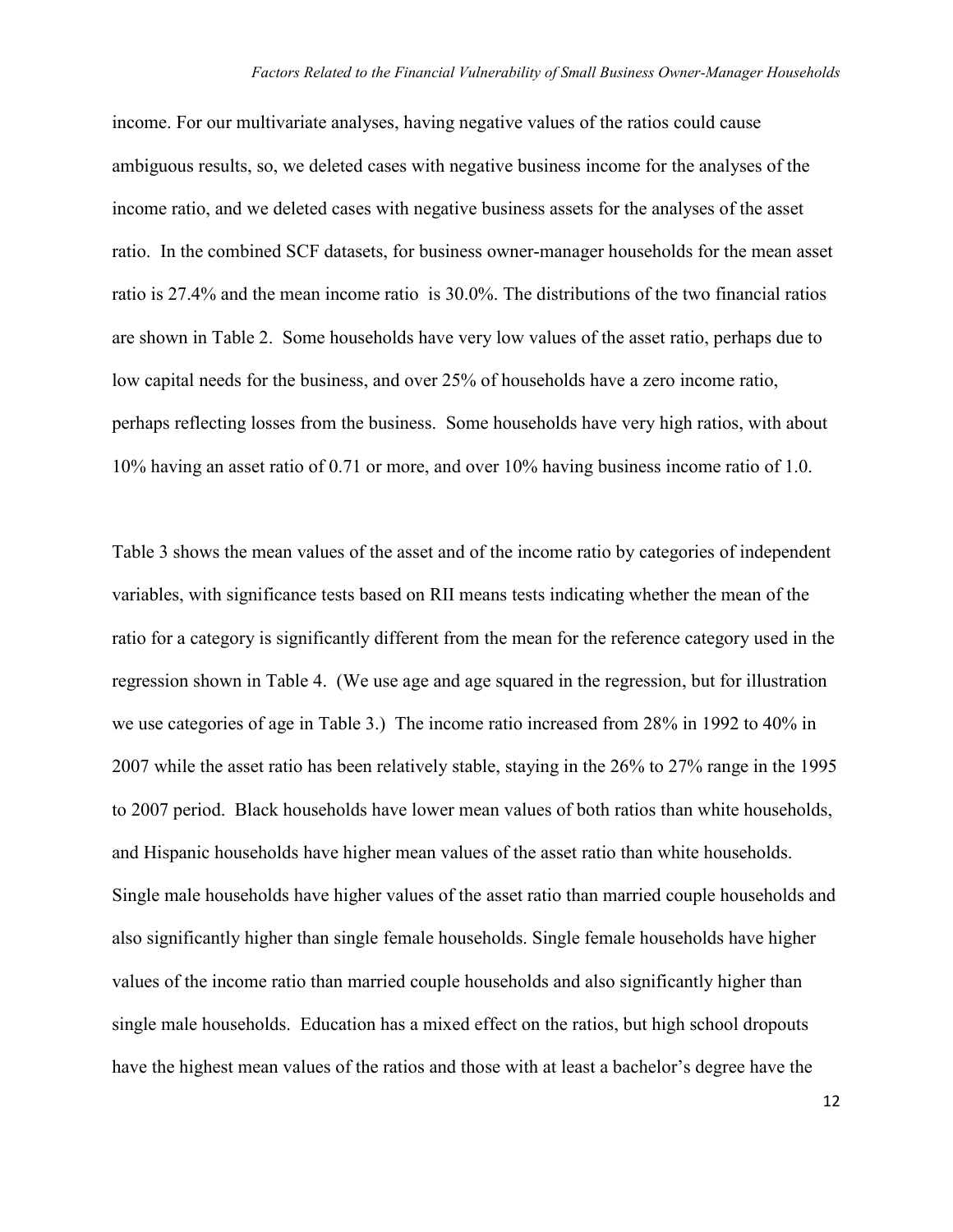income. For our multivariate analyses, having negative values of the ratios could cause ambiguous results, so, we deleted cases with negative business income for the analyses of the income ratio, and we deleted cases with negative business assets for the analyses of the asset ratio. In the combined SCF datasets, for business owner-manager households for the mean asset ratio is 27.4% and the mean income ratio is 30.0%. The distributions of the two financial ratios are shown in Table 2. Some households have very low values of the asset ratio, perhaps due to low capital needs for the business, and over 25% of households have a zero income ratio, perhaps reflecting losses from the business. Some households have very high ratios, with about 10% having an asset ratio of 0.71 or more, and over 10% having business income ratio of 1.0.

Table 3 shows the mean values of the asset and of the income ratio by categories of independent variables, with significance tests based on RII means tests indicating whether the mean of the ratio for a category is significantly different from the mean for the reference category used in the regression shown in Table 4. (We use age and age squared in the regression, but for illustration we use categories of age in Table 3.) The income ratio increased from 28% in 1992 to 40% in 2007 while the asset ratio has been relatively stable, staying in the 26% to 27% range in the 1995 to 2007 period. Black households have lower mean values of both ratios than white households, and Hispanic households have higher mean values of the asset ratio than white households. Single male households have higher values of the asset ratio than married couple households and also significantly higher than single female households. Single female households have higher values of the income ratio than married couple households and also significantly higher than single male households. Education has a mixed effect on the ratios, but high school dropouts have the highest mean values of the ratios and those with at least a bachelor's degree have the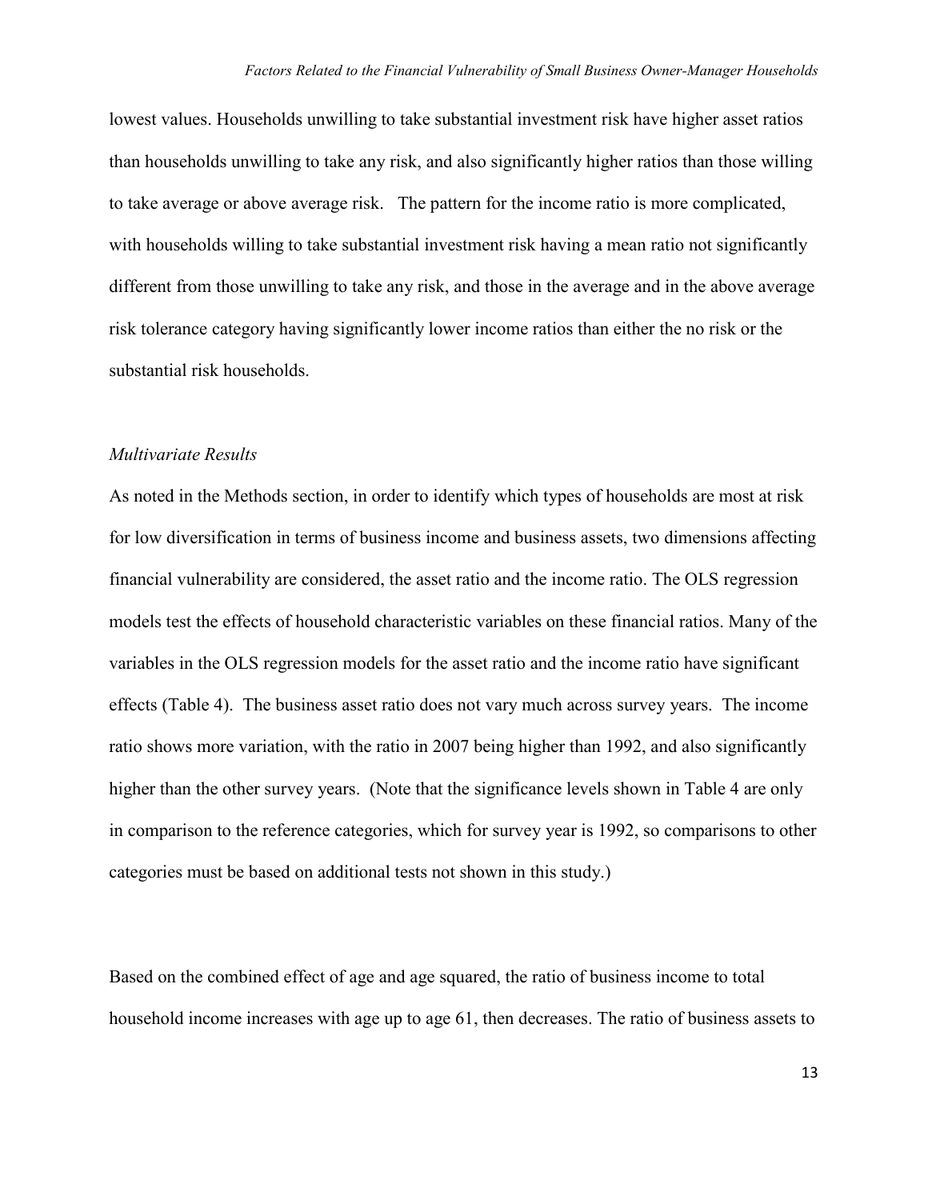lowest values. Households unwilling to take substantial investment risk have higher asset ratios than households unwilling to take any risk, and also significantly higher ratios than those willing to take average or above average risk. The pattern for the income ratio is more complicated, with households willing to take substantial investment risk having a mean ratio not significantly different from those unwilling to take any risk, and those in the average and in the above average risk tolerance category having significantly lower income ratios than either the no risk or the substantial risk households.

### *Multivariate Results*

As noted in the Methods section, in order to identify which types of households are most at risk for low diversification in terms of business income and business assets, two dimensions affecting financial vulnerability are considered, the asset ratio and the income ratio. The OLS regression models test the effects of household characteristic variables on these financial ratios. Many of the variables in the OLS regression models for the asset ratio and the income ratio have significant effects (Table 4). The business asset ratio does not vary much across survey years. The income ratio shows more variation, with the ratio in 2007 being higher than 1992, and also significantly higher than the other survey years. (Note that the significance levels shown in Table 4 are only in comparison to the reference categories, which for survey year is 1992, so comparisons to other categories must be based on additional tests not shown in this study.)

Based on the combined effect of age and age squared, the ratio of business income to total household income increases with age up to age 61, then decreases. The ratio of business assets to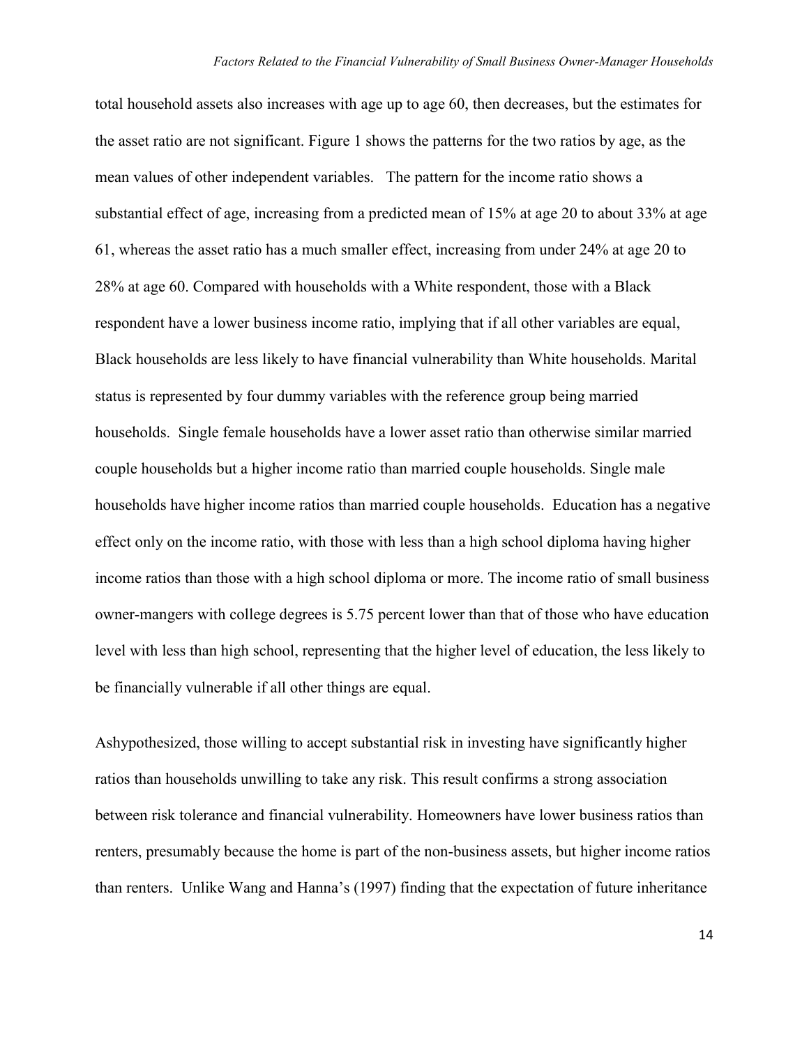total household assets also increases with age up to age 60, then decreases, but the estimates for the asset ratio are not significant. Figure 1 shows the patterns for the two ratios by age, as the mean values of other independent variables. The pattern for the income ratio shows a substantial effect of age, increasing from a predicted mean of 15% at age 20 to about 33% at age 61, whereas the asset ratio has a much smaller effect, increasing from under 24% at age 20 to 28% at age 60. Compared with households with a White respondent, those with a Black respondent have a lower business income ratio, implying that if all other variables are equal, Black households are less likely to have financial vulnerability than White households. Marital status is represented by four dummy variables with the reference group being married households. Single female households have a lower asset ratio than otherwise similar married couple households but a higher income ratio than married couple households. Single male households have higher income ratios than married couple households. Education has a negative effect only on the income ratio, with those with less than a high school diploma having higher income ratios than those with a high school diploma or more. The income ratio of small business owner-mangers with college degrees is 5.75 percent lower than that of those who have education level with less than high school, representing that the higher level of education, the less likely to be financially vulnerable if all other things are equal.

Ashypothesized, those willing to accept substantial risk in investing have significantly higher ratios than households unwilling to take any risk. This result confirms a strong association between risk tolerance and financial vulnerability. Homeowners have lower business ratios than renters, presumably because the home is part of the non-business assets, but higher income ratios than renters. Unlike Wang and Hanna's (1997) finding that the expectation of future inheritance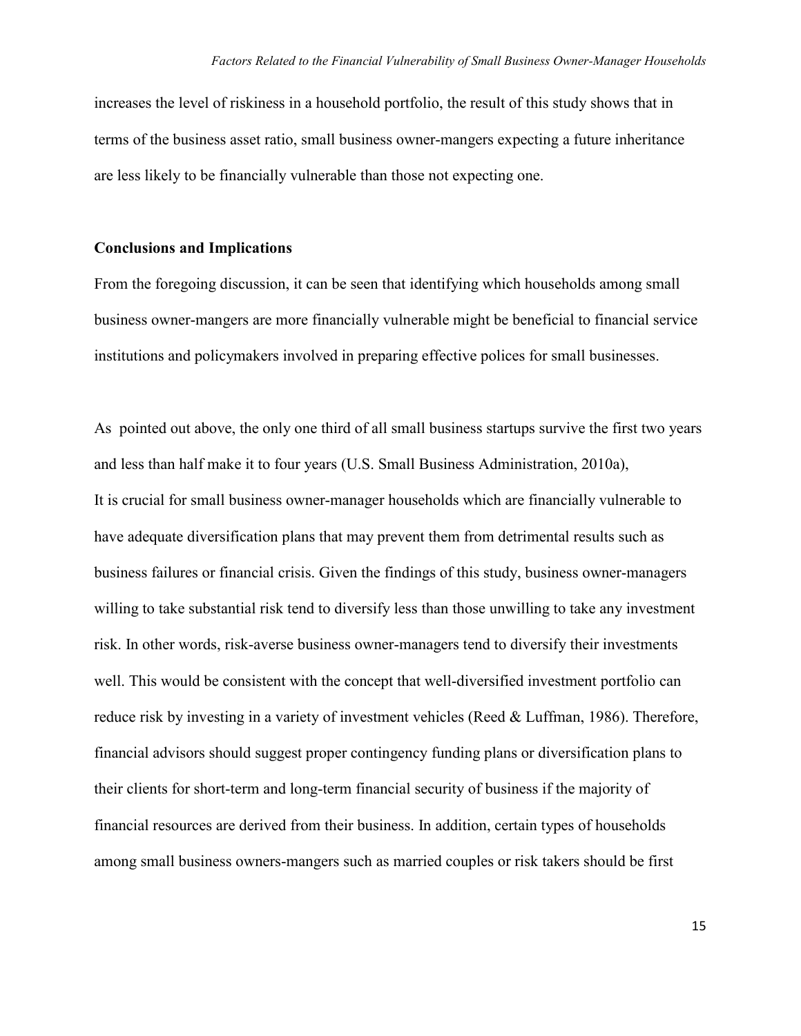increases the level of riskiness in a household portfolio, the result of this study shows that in terms of the business asset ratio, small business owner-mangers expecting a future inheritance are less likely to be financially vulnerable than those not expecting one.

**Conclusions and Implications**

From the foregoing discussion, it can be seen that identifying which households among small business owner-mangers are more financially vulnerable might be beneficial to financial service institutions and policymakers involved in preparing effective polices for small businesses.

As pointed out above, the only one third of all small business startups survive the first two years and less than half make it to four years (U.S. Small Business Administration, 2010a), It is crucial for small business owner-manager households which are financially vulnerable to have adequate diversification plans that may prevent them from detrimental results such as business failures or financial crisis. Given the findings of this study, business owner-managers willing to take substantial risk tend to diversify less than those unwilling to take any investment risk. In other words, risk-averse business owner-managers tend to diversify their investments well. This would be consistent with the concept that well-diversified investment portfolio can reduce risk by investing in a variety of investment vehicles (Reed & Luffman, 1986). Therefore, financial advisors should suggest proper contingency funding plans or diversification plans to their clients for short-term and long-term financial security of business if the majority of financial resources are derived from their business. In addition, certain types of households among small business owners-mangers such as married couples or risk takers should be first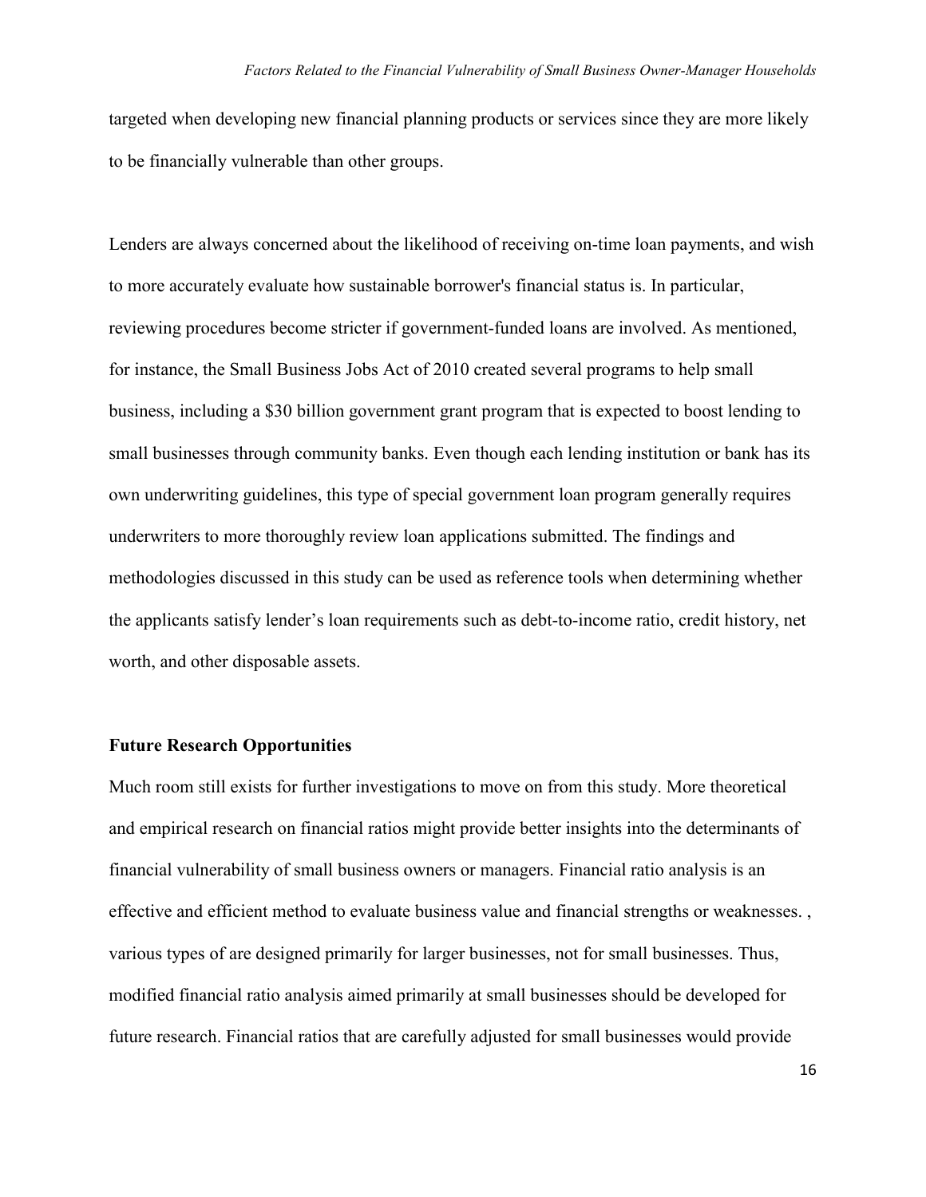targeted when developing new financial planning products or services since they are more likely to be financially vulnerable than other groups.

Lenders are always concerned about the likelihood of receiving on-time loan payments, and wish to more accurately evaluate how sustainable borrower's financial status is. In particular, reviewing procedures become stricter if government-funded loans are involved. As mentioned, for instance, the Small Business Jobs Act of 2010 created several programs to help small business, including a $30 billion government grant program that is expected to boost lending to small businesses through community banks. Even though each lending institution or bank has its own underwriting guidelines, this type of special government loan program generally requires underwriters to more thoroughly review loan applications submitted. The findings and methodologies discussed in this study can be used as reference tools when determining whether the applicants satisfy lender's loan requirements such as debt-to-income ratio, credit history, net worth, and other disposable assets.

### Future Research Opportunities

Much room still exists for further investigations to move on from this study. More theoretical and empirical research on financial ratios might provide better insights into the determinants of financial vulnerability of small business owners or managers. Financial ratio analysis is an effective and efficient method to evaluate business value and financial strengths or weaknesses. , various types of are designed primarily for larger businesses, not for small businesses. Thus, modified financial ratio analysis aimed primarily at small businesses should be developed for future research. Financial ratios that are carefully adjusted for small businesses would provide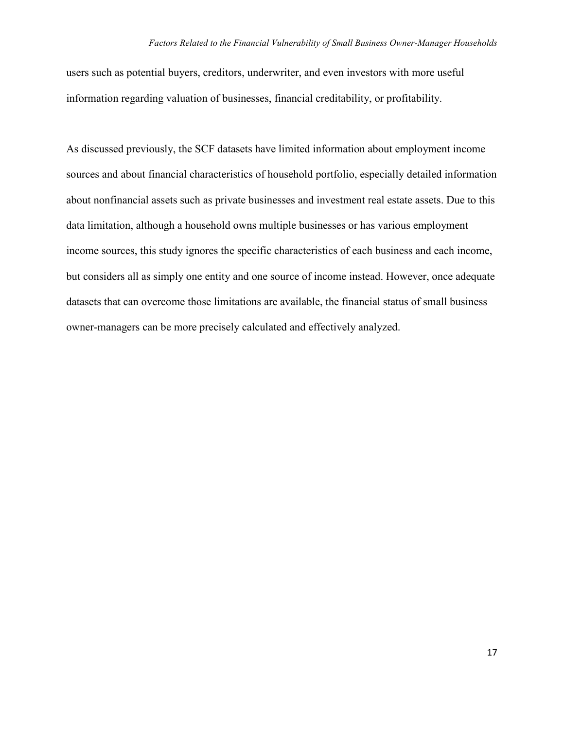users such as potential buyers, creditors, underwriter, and even investors with more useful information regarding valuation of businesses, financial creditability, or profitability.

As discussed previously, the SCF datasets have limited information about employment income sources and about financial characteristics of household portfolio, especially detailed information about nonfinancial assets such as private businesses and investment real estate assets. Due to this data limitation, although a household owns multiple businesses or has various employment income sources, this study ignores the specific characteristics of each business and each income, but considers all as simply one entity and one source of income instead. However, once adequate datasets that can overcome those limitations are available, the financial status of small business owner-managers can be more precisely calculated and effectively analyzed.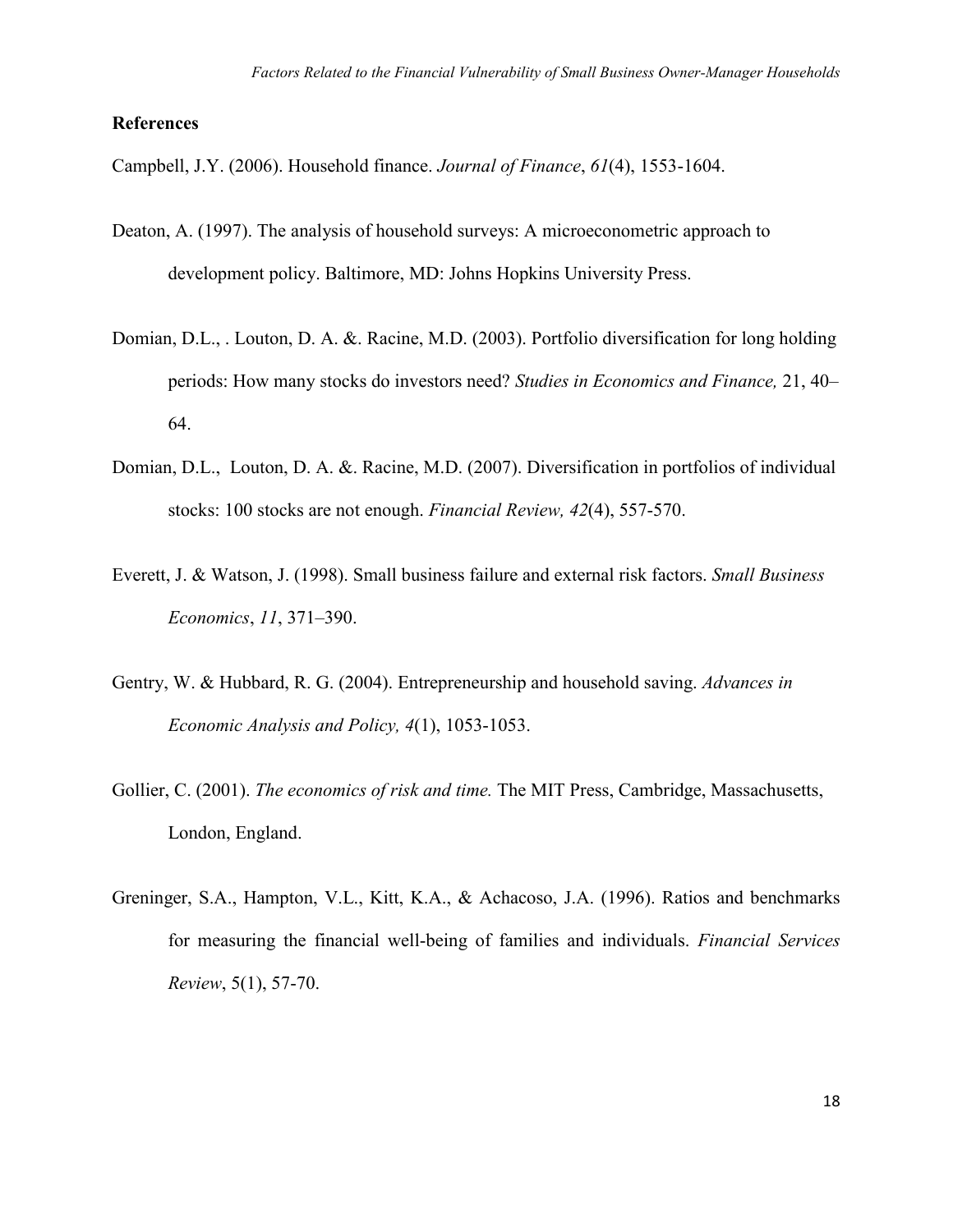## References

Campbell, J.Y. (2006). Household finance. *Journal of Finance*, *61*(4), 1553-1604.

Deaton, A. (1997). The analysis of household surveys: A microeconometric approach to development policy. Baltimore, MD: Johns Hopkins University Press.

Domian, D.L., . Louton, D. A. &. Racine, M.D. (2003). Portfolio diversification for long holding periods: How many stocks do investors need? *Studies in Economics and Finance,* 21, 40–64.

Domian, D.L., Louton, D. A. &. Racine, M.D. (2007). Diversification in portfolios of individual stocks: 100 stocks are not enough. *Financial Review, 42*(4), 557-570.

Everett, J. & Watson, J. (1998). Small business failure and external risk factors. *Small Business Economics*, *11*, 371–390.

Gentry, W. & Hubbard, R. G. (2004). Entrepreneurship and household saving. *Advances in Economic Analysis and Policy, 4*(1), 1053-1053.

Gollier, C. (2001). *The economics of risk and time.* The MIT Press, Cambridge, Massachusetts, London, England.

Greninger, S.A., Hampton, V.L., Kitt, K.A., & Achacoso, J.A. (1996). Ratios and benchmarks for measuring the financial well-being of families and individuals. *Financial Services Review*, 5(1), 57-70.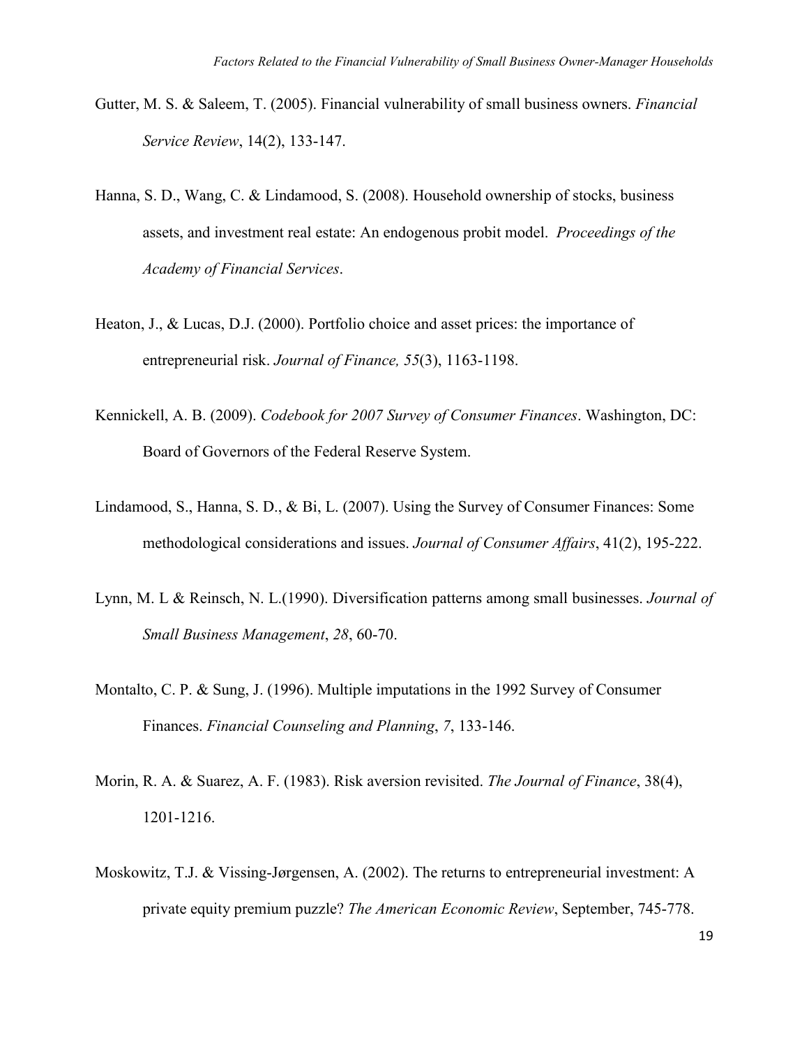Gutter, M. S. & Saleem, T. (2005). Financial vulnerability of small business owners. *Financial Service Review*, 14(2), 133-147.

Hanna, S. D., Wang, C. & Lindamood, S. (2008). Household ownership of stocks, business assets, and investment real estate: An endogenous probit model. *Proceedings of the Academy of Financial Services*.

Heaton, J., & Lucas, D.J. (2000). Portfolio choice and asset prices: the importance of entrepreneurial risk. *Journal of Finance, 55*(3), 1163-1198.

Kennickell, A. B. (2009). *Codebook for 2007 Survey of Consumer Finances*. Washington, DC: Board of Governors of the Federal Reserve System.

Lindamood, S., Hanna, S. D., & Bi, L. (2007). Using the Survey of Consumer Finances: Some methodological considerations and issues. *Journal of Consumer Affairs*, 41(2), 195-222.

Lynn, M. L & Reinsch, N. L.(1990). Diversification patterns among small businesses. *Journal of Small Business Management*, *28*, 60-70.

Montalto, C. P. & Sung, J. (1996). Multiple imputations in the 1992 Survey of Consumer Finances. *Financial Counseling and Planning*, *7*, 133-146.

Morin, R. A. & Suarez, A. F. (1983). Risk aversion revisited. *The Journal of Finance*, 38(4), 1201-1216.

Moskowitz, T.J. & Vissing-Jørgensen, A. (2002). The returns to entrepreneurial investment: A private equity premium puzzle? *The American Economic Review*, September, 745-778.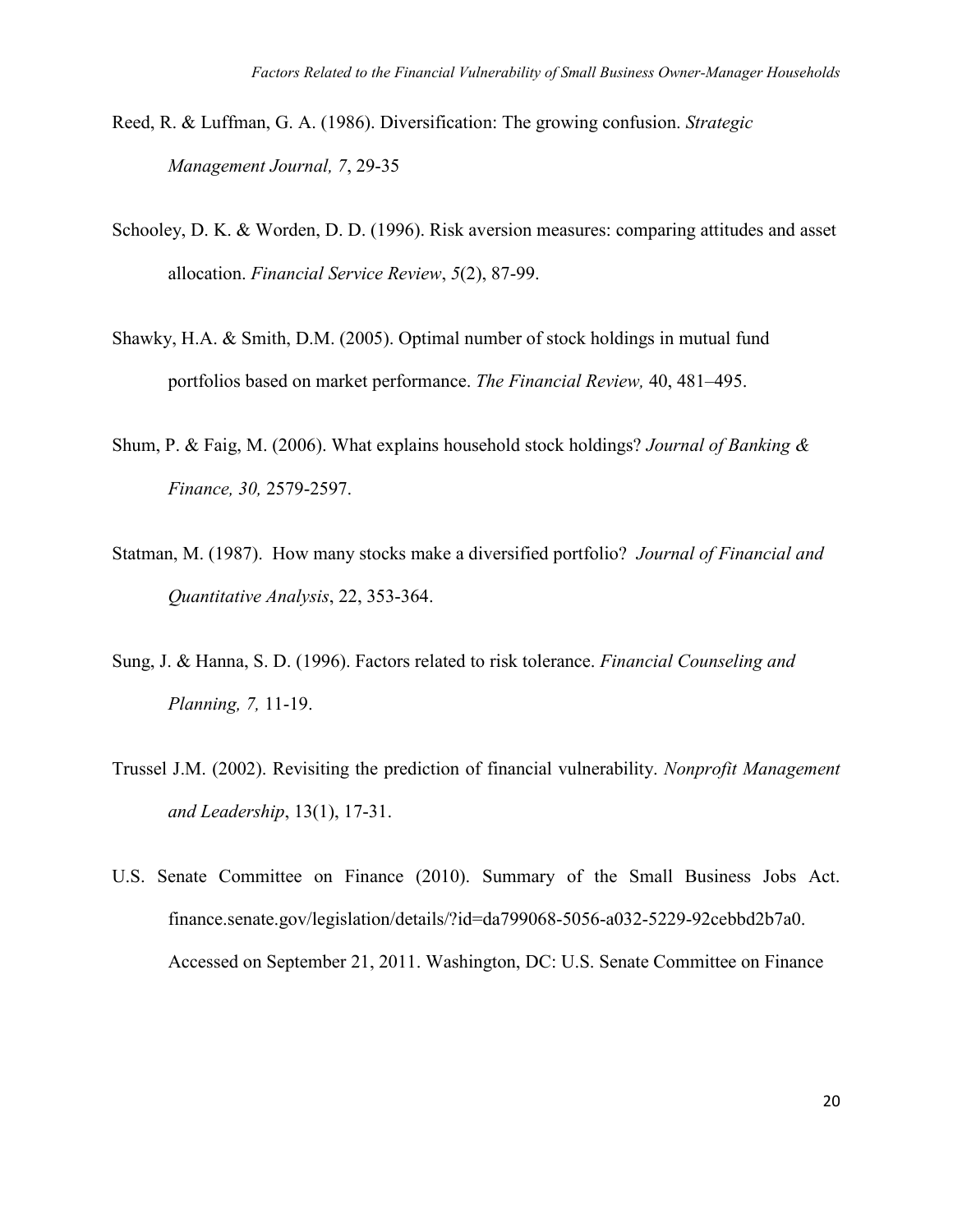Reed, R. & Luffman, G. A. (1986). Diversification: The growing confusion. *Strategic Management Journal, 7*, 29-35

Schooley, D. K. & Worden, D. D. (1996). Risk aversion measures: comparing attitudes and asset allocation. *Financial Service Review*, *5*(2), 87-99.

Shawky, H.A. & Smith, D.M. (2005). Optimal number of stock holdings in mutual fund portfolios based on market performance. *The Financial Review,* 40, 481–495.

Shum, P. & Faig, M. (2006). What explains household stock holdings? *Journal of Banking & Finance, 30,* 2579-2597.

Statman, M. (1987). How many stocks make a diversified portfolio? *Journal of Financial and Quantitative Analysis*, 22, 353-364.

Sung, J. & Hanna, S. D. (1996). Factors related to risk tolerance. *Financial Counseling and Planning, 7,* 11-19.

Trussel J.M. (2002). Revisiting the prediction of financial vulnerability. *Nonprofit Management and Leadership*, 13(1), 17-31.

U.S. Senate Committee on Finance (2010). Summary of the Small Business Jobs Act. finance.senate.gov/legislation/details/?id=da799068-5056-a032-5229-92cebbd2b7a0. Accessed on September 21, 2011. Washington, DC: U.S. Senate Committee on Finance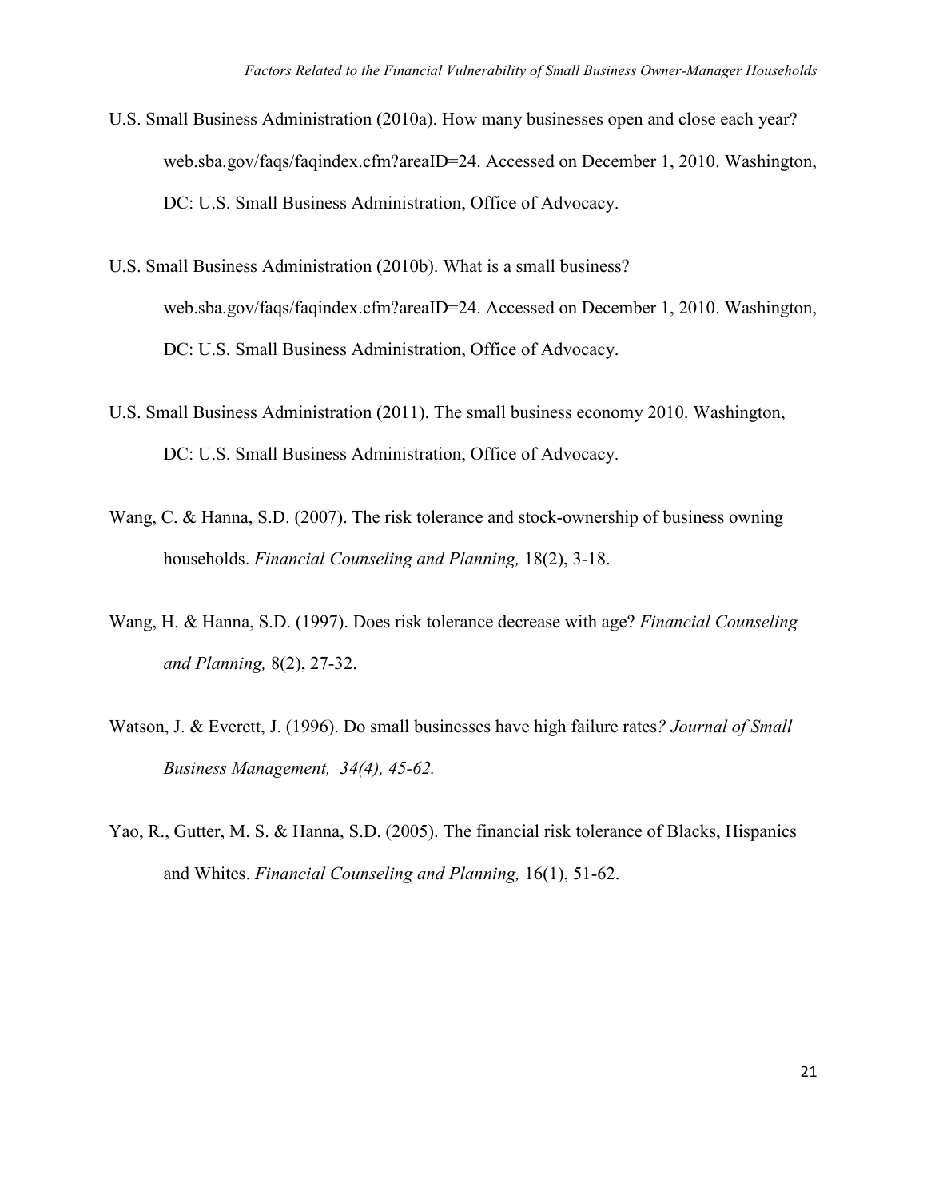U.S. Small Business Administration (2010a). How many businesses open and close each year? web.sba.gov/faqs/faqindex.cfm?areaID=24. Accessed on December 1, 2010. Washington, DC: U.S. Small Business Administration, Office of Advocacy.

U.S. Small Business Administration (2010b). What is a small business? web.sba.gov/faqs/faqindex.cfm?areaID=24. Accessed on December 1, 2010. Washington, DC: U.S. Small Business Administration, Office of Advocacy.

U.S. Small Business Administration (2011). The small business economy 2010. Washington, DC: U.S. Small Business Administration, Office of Advocacy.

Wang, C. & Hanna, S.D. (2007). The risk tolerance and stock-ownership of business owning households. *Financial Counseling and Planning,* 18(2), 3-18.

Wang, H. & Hanna, S.D. (1997). Does risk tolerance decrease with age? *Financial Counseling and Planning,* 8(2), 27-32.

Watson, J. & Everett, J. (1996). Do small businesses have high failure rates*? Journal of Small Business Management, 34(4), 45-62.*

Yao, R., Gutter, M. S. & Hanna, S.D. (2005). The financial risk tolerance of Blacks, Hispanics and Whites. *Financial Counseling and Planning,* 16(1), 51-62.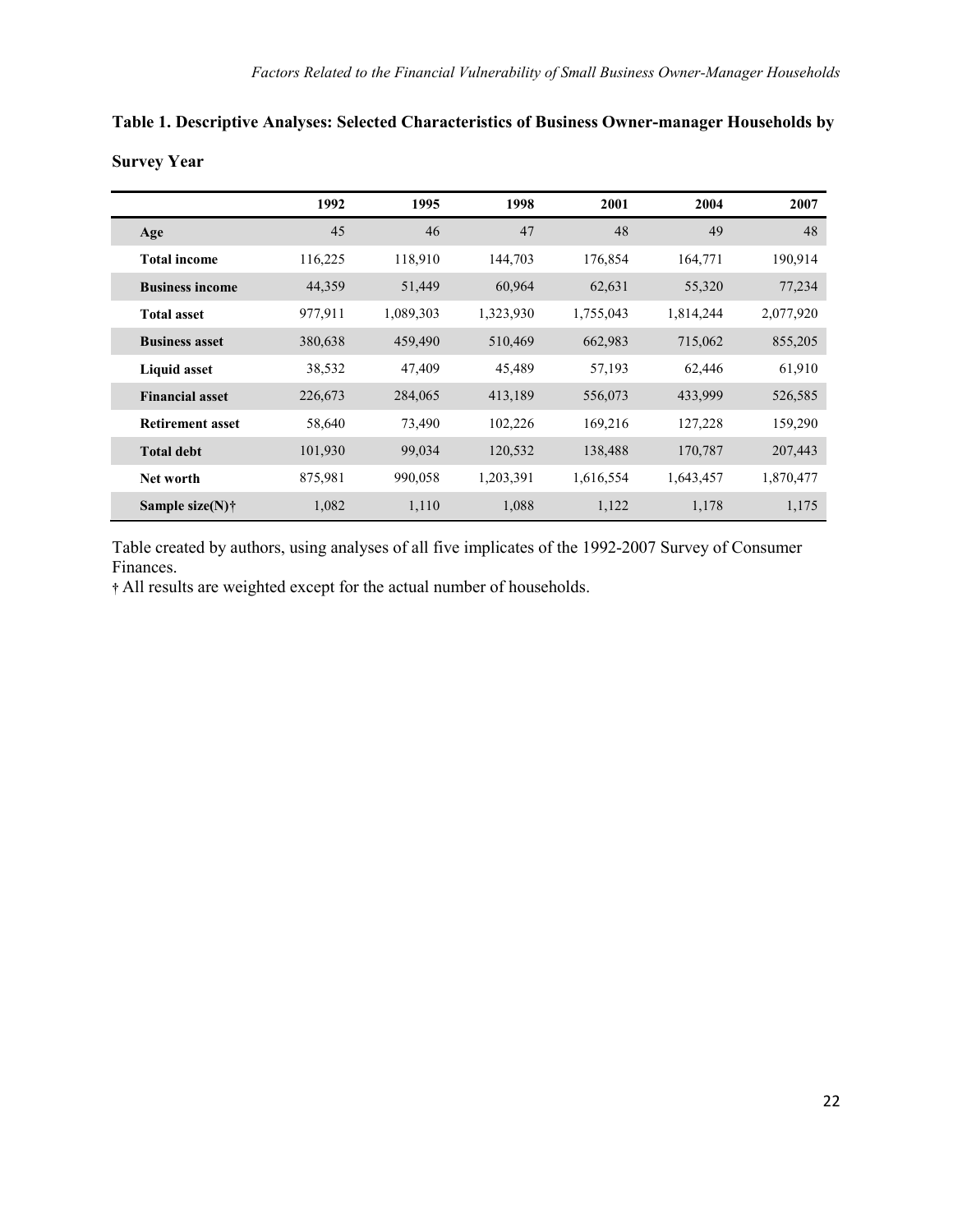**Table 1. Descriptive Analyses: Selected Characteristics of Business Owner-manager Households by Survey Year**

| | 1992 | 1995 | 1998 | 2001 | 2004 | 2007 |
|---|---|---|---|---|---|---|
| **Age** | 45 | 46 | 47 | 48 | 49 | 48 |
| **Total income** | 116,225 | 118,910 | 144,703 | 176,854 | 164,771 | 190,914 |
| **Business income** | 44,359 | 51,449 | 60,964 | 62,631 | 55,320 | 77,234 |
| **Total asset** | 977,911 | 1,089,303 | 1,323,930 | 1,755,043 | 1,814,244 | 2,077,920 |
| **Business asset** | 380,638 | 459,490 | 510,469 | 662,983 | 715,062 | 855,205 |
| **Liquid asset** | 38,532 | 47,409 | 45,489 | 57,193 | 62,446 | 61,910 |
| **Financial asset** | 226,673 | 284,065 | 413,189 | 556,073 | 433,999 | 526,585 |
| **Retirement asset** | 58,640 | 73,490 | 102,226 | 169,216 | 127,228 | 159,290 |
| **Total debt** | 101,930 | 99,034 | 120,532 | 138,488 | 170,787 | 207,443 |
| **Net worth** | 875,981 | 990,058 | 1,203,391 | 1,616,554 | 1,643,457 | 1,870,477 |
| **Sample size(N)†** | 1,082 | 1,110 | 1,088 | 1,122 | 1,178 | 1,175 |

Table created by authors, using analyses of all five implicates of the 1992-2007 Survey of Consumer Finances.

† All results are weighted except for the actual number of households.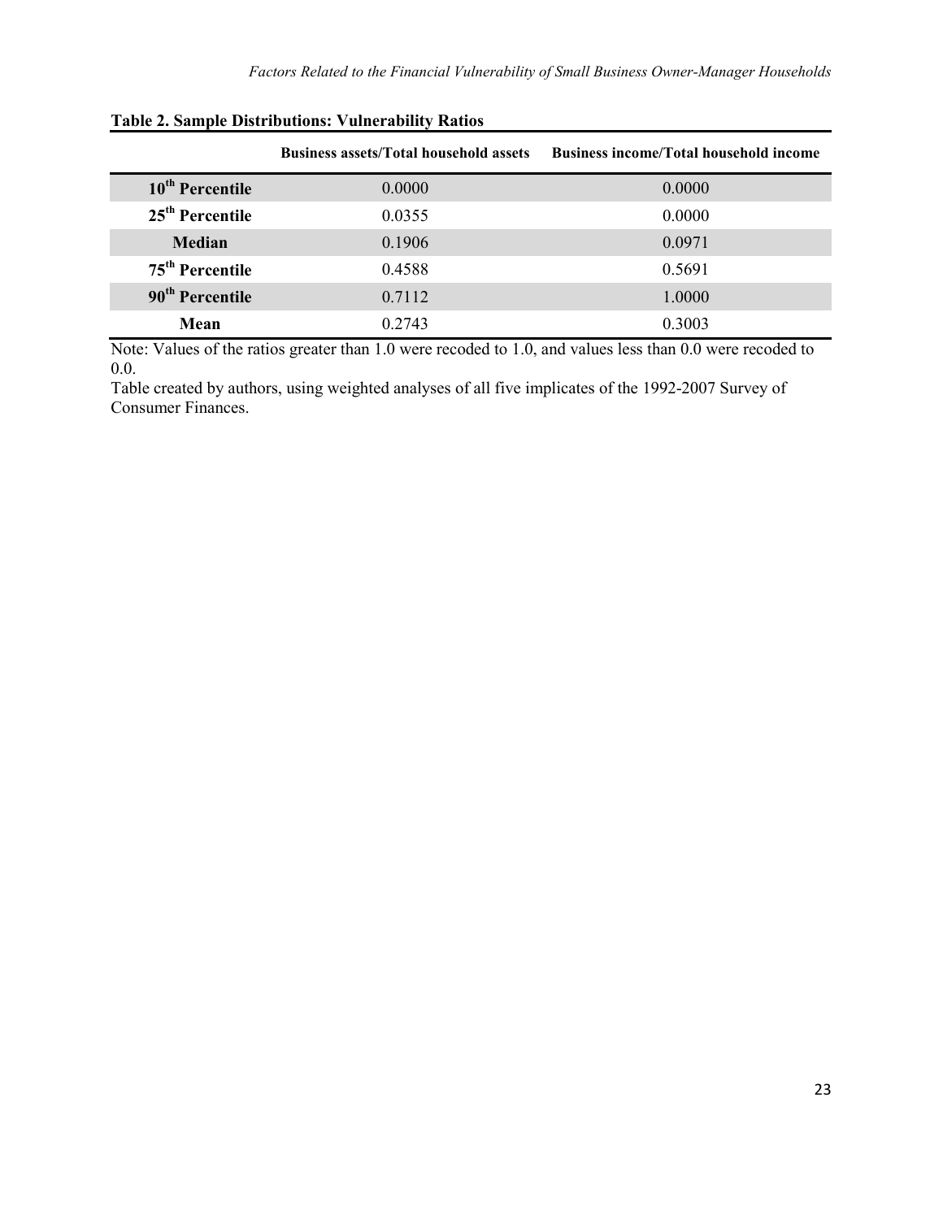**Table 2. Sample Distributions: Vulnerability Ratios**

| | Business assets/Total household assets | Business income/Total household income |
|---|---|---|
| **10th Percentile** | 0.0000 | 0.0000 |
| **25th Percentile** | 0.0355 | 0.0000 |
| **Median** | 0.1906 | 0.0971 |
| **75th Percentile** | 0.4588 | 0.5691 |
| **90th Percentile** | 0.7112 | 1.0000 |
| **Mean** | 0.2743 | 0.3003 |

Note: Values of the ratios greater than 1.0 were recoded to 1.0, and values less than 0.0 were recoded to 0.0.

Table created by authors, using weighted analyses of all five implicates of the 1992-2007 Survey of Consumer Finances.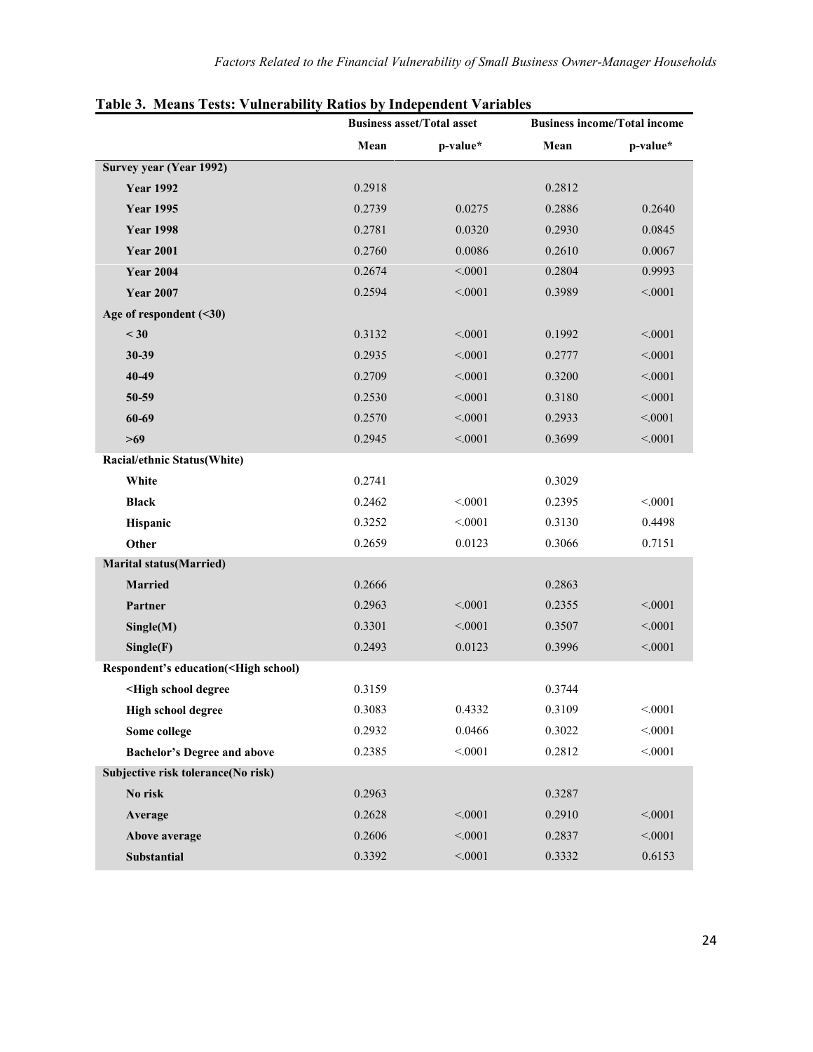**Table 3. Means Tests: Vulnerability Ratios by Independent Variables**

| | Business asset/Total asset | | Business income/Total income | |
|---|---|---|---|---|
| | **Mean** | **p-value*** | **Mean** | **p-value*** |
| **Survey year (Year 1992)** | | | | |
| **Year 1992** | 0.2918 | | 0.2812 | |
| **Year 1995** | 0.2739 | 0.0275 | 0.2886 | 0.2640 |
| **Year 1998** | 0.2781 | 0.0320 | 0.2930 | 0.0845 |
| **Year 2001** | 0.2760 | 0.0086 | 0.2610 | 0.0067 |
| **Year 2004** | 0.2674 | <.0001 | 0.2804 | 0.9993 |
| **Year 2007** | 0.2594 | <.0001 | 0.3989 | <.0001 |
| **Age of respondent (<30)** | | | | |
| **< 30** | 0.3132 | <.0001 | 0.1992 | <.0001 |
| **30-39** | 0.2935 | <.0001 | 0.2777 | <.0001 |
| **40-49** | 0.2709 | <.0001 | 0.3200 | <.0001 |
| **50-59** | 0.2530 | <.0001 | 0.3180 | <.0001 |
| **60-69** | 0.2570 | <.0001 | 0.2933 | <.0001 |
| **>69** | 0.2945 | <.0001 | 0.3699 | <.0001 |
| **Racial/ethnic Status(White)** | | | | |
| **White** | 0.2741 | | 0.3029 | |
| **Black** | 0.2462 | <.0001 | 0.2395 | <.0001 |
| **Hispanic** | 0.3252 | <.0001 | 0.3130 | 0.4498 |
| **Other** | 0.2659 | 0.0123 | 0.3066 | 0.7151 |
| **Marital status(Married)** | | | | |
| **Married** | 0.2666 | | 0.2863 | |
| **Partner** | 0.2963 | <.0001 | 0.2355 | <.0001 |
| **Single(M)** | 0.3301 | <.0001 | 0.3507 | <.0001 |
| **Single(F)** | 0.2493 | 0.0123 | 0.3996 | <.0001 |
| **Respondent's education(<High school)** | | | | |
| **<High school degree** | 0.3159 | | 0.3744 | |
| **High school degree** | 0.3083 | 0.4332 | 0.3109 | <.0001 |
| **Some college** | 0.2932 | 0.0466 | 0.3022 | <.0001 |
| **Bachelor's Degree and above** | 0.2385 | <.0001 | 0.2812 | <.0001 |
| **Subjective risk tolerance(No risk)** | | | | |
| **No risk** | 0.2963 | | 0.3287 | |
| **Average** | 0.2628 | <.0001 | 0.2910 | <.0001 |
| **Above average** | 0.2606 | <.0001 | 0.2837 | <.0001 |
| **Substantial** | 0.3392 | <.0001 | 0.3332 | 0.6153 |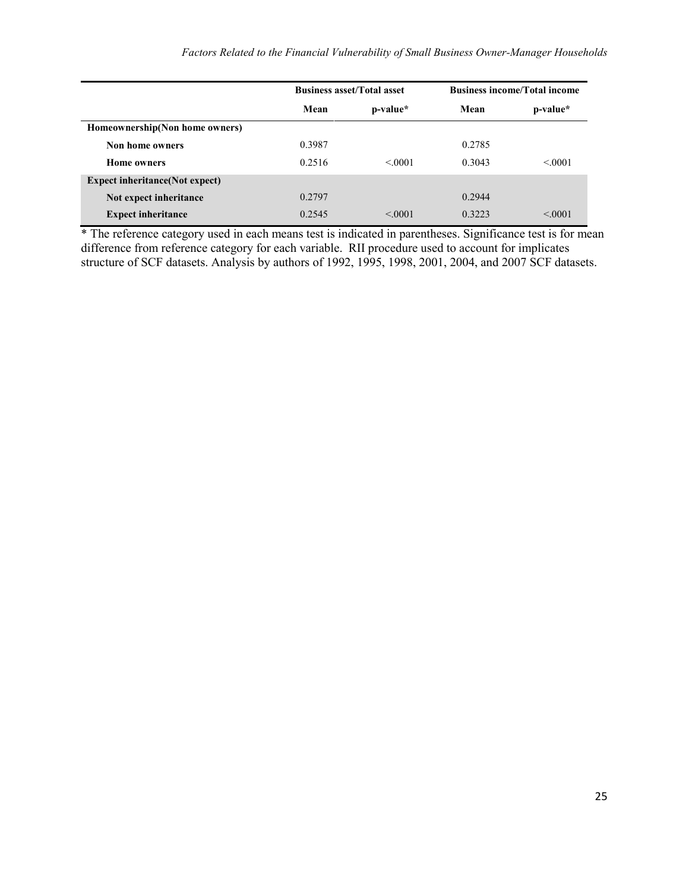| | Business asset/Total asset | | Business income/Total income | |
|---|---|---|---|---|
| | Mean | p-value* | Mean | p-value* |
| **Homeownership(Non home owners)** | | | | |
| **Non home owners** | 0.3987 | | 0.2785 | |
| **Home owners** | 0.2516 | <.0001 | 0.3043 | <.0001 |
| **Expect inheritance(Not expect)** | | | | |
| **Not expect inheritance** | 0.2797 | | 0.2944 | |
| **Expect inheritance** | 0.2545 | <.0001 | 0.3223 | <.0001 |

* The reference category used in each means test is indicated in parentheses. Significance test is for mean difference from reference category for each variable. RII procedure used to account for implicates structure of SCF datasets. Analysis by authors of 1992, 1995, 1998, 2001, 2004, and 2007 SCF datasets.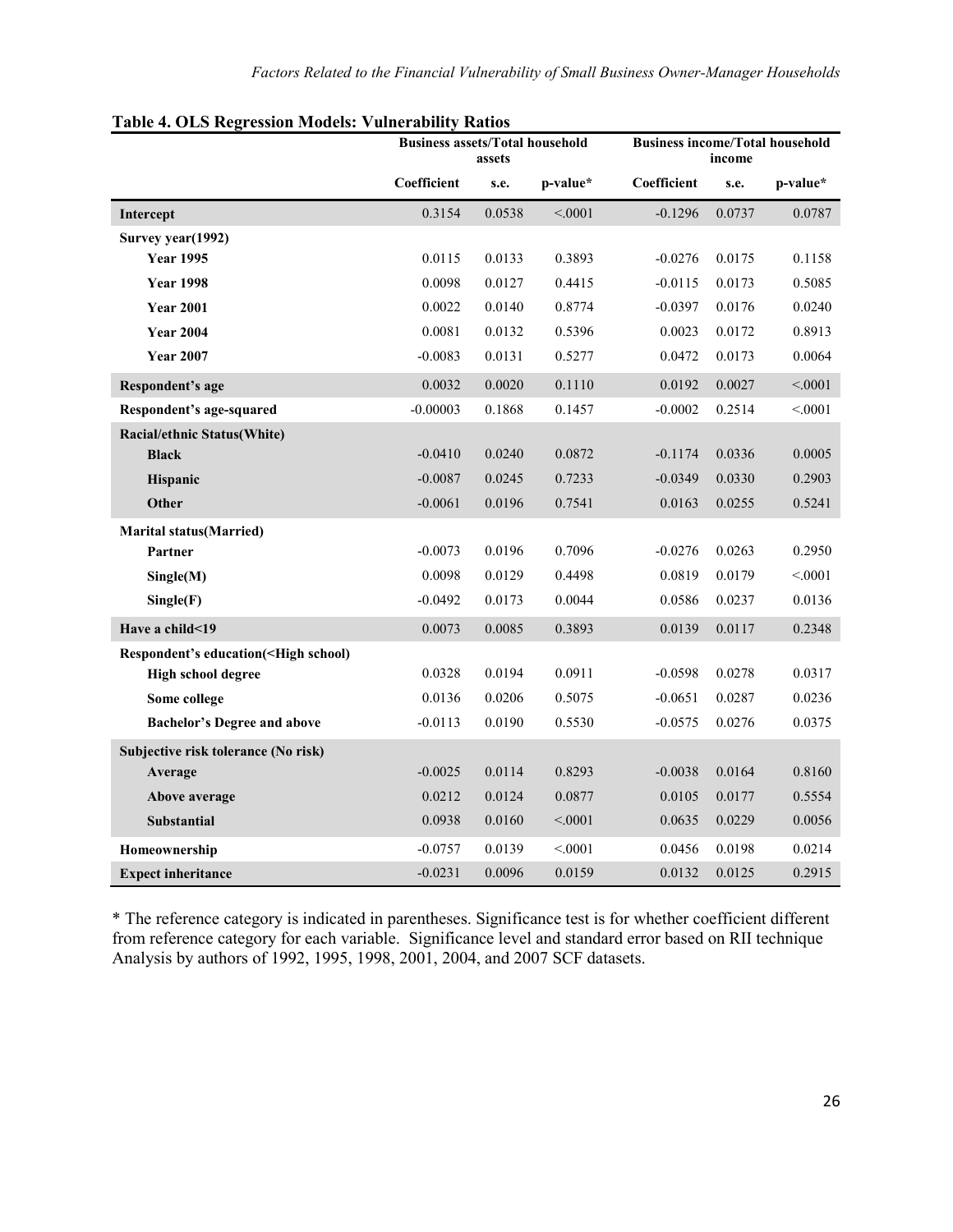**Table 4. OLS Regression Models: Vulnerability Ratios**

| | Business assets/Total household assets | | | Business income/Total household income | | |
|---|---|---|---|---|---|---|
| | Coefficient | s.e. | p-value* | Coefficient | s.e. | p-value* |
| **Intercept** | 0.3154 | 0.0538 | <.0001 | -0.1296 | 0.0737 | 0.0787 |
| **Survey year(1992)** | | | | | | |
| **Year 1995** | 0.0115 | 0.0133 | 0.3893 | -0.0276 | 0.0175 | 0.1158 |
| **Year 1998** | 0.0098 | 0.0127 | 0.4415 | -0.0115 | 0.0173 | 0.5085 |
| **Year 2001** | 0.0022 | 0.0140 | 0.8774 | -0.0397 | 0.0176 | 0.0240 |
| **Year 2004** | 0.0081 | 0.0132 | 0.5396 | 0.0023 | 0.0172 | 0.8913 |
| **Year 2007** | -0.0083 | 0.0131 | 0.5277 | 0.0472 | 0.0173 | 0.0064 |
| **Respondent's age** | 0.0032 | 0.0020 | 0.1110 | 0.0192 | 0.0027 | <.0001 |
| **Respondent's age-squared** | -0.00003 | 0.1868 | 0.1457 | -0.0002 | 0.2514 | <.0001 |
| **Racial/ethnic Status(White)** | | | | | | |
| **Black** | -0.0410 | 0.0240 | 0.0872 | -0.1174 | 0.0336 | 0.0005 |
| **Hispanic** | -0.0087 | 0.0245 | 0.7233 | -0.0349 | 0.0330 | 0.2903 |
| **Other** | -0.0061 | 0.0196 | 0.7541 | 0.0163 | 0.0255 | 0.5241 |
| **Marital status(Married)** | | | | | | |
| **Partner** | -0.0073 | 0.0196 | 0.7096 | -0.0276 | 0.0263 | 0.2950 |
| **Single(M)** | 0.0098 | 0.0129 | 0.4498 | 0.0819 | 0.0179 | <.0001 |
| **Single(F)** | -0.0492 | 0.0173 | 0.0044 | 0.0586 | 0.0237 | 0.0136 |
| **Have a child<19** | 0.0073 | 0.0085 | 0.3893 | 0.0139 | 0.0117 | 0.2348 |
| **Respondent's education(<High school)** | | | | | | |
| **High school degree** | 0.0328 | 0.0194 | 0.0911 | -0.0598 | 0.0278 | 0.0317 |
| **Some college** | 0.0136 | 0.0206 | 0.5075 | -0.0651 | 0.0287 | 0.0236 |
| **Bachelor's Degree and above** | -0.0113 | 0.0190 | 0.5530 | -0.0575 | 0.0276 | 0.0375 |
| **Subjective risk tolerance (No risk)** | | | | | | |
| **Average** | -0.0025 | 0.0114 | 0.8293 | -0.0038 | 0.0164 | 0.8160 |
| **Above average** | 0.0212 | 0.0124 | 0.0877 | 0.0105 | 0.0177 | 0.5554 |
| **Substantial** | 0.0938 | 0.0160 | <.0001 | 0.0635 | 0.0229 | 0.0056 |
| **Homeownership** | -0.0757 | 0.0139 | <.0001 | 0.0456 | 0.0198 | 0.0214 |
| **Expect inheritance** | -0.0231 | 0.0096 | 0.0159 | 0.0132 | 0.0125 | 0.2915 |

* The reference category is indicated in parentheses. Significance test is for whether coefficient different from reference category for each variable. Significance level and standard error based on RII technique Analysis by authors of 1992, 1995, 1998, 2001, 2004, and 2007 SCF datasets.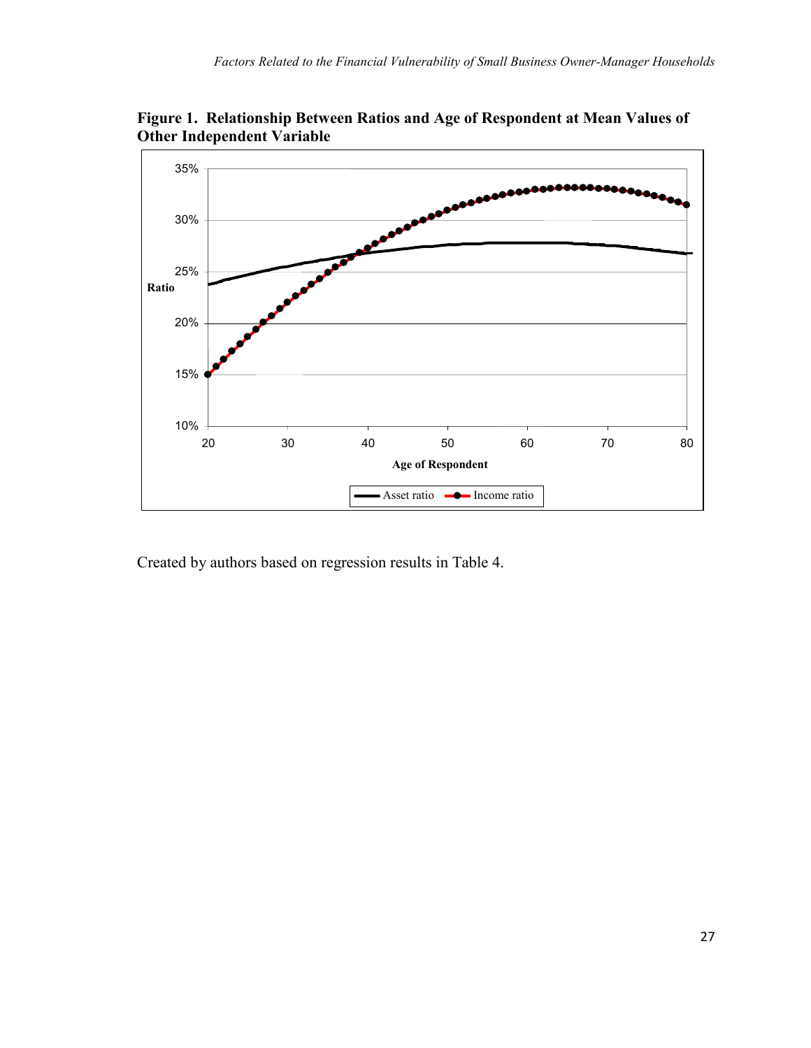**Figure 1. Relationship Between Ratios and Age of Respondent at Mean Values of Other Independent Variable**

35%
30%
25%
Ratio
20%
15%
10%
20 30 40 50 60 70 80
Age of Respondent
Asset ratio
Income ratio

Created by authors based on regression results in Table 4.